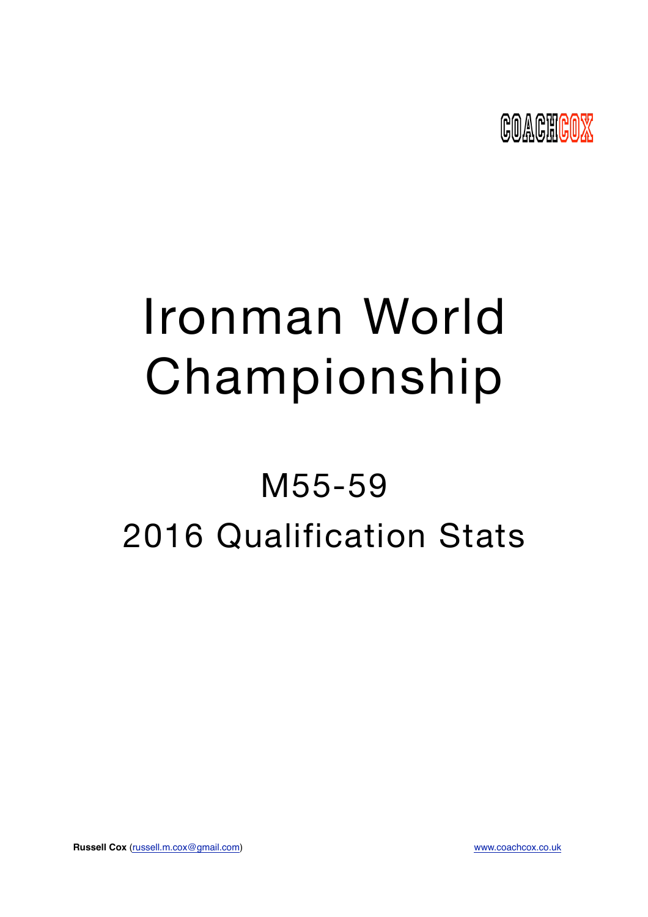COACHCOX

# Ironman World Championship

## M55-59

## 2016 Qualification Stats

**Russell Cox** (russell.m.cox@gmail.com) www.coachcox.co.uk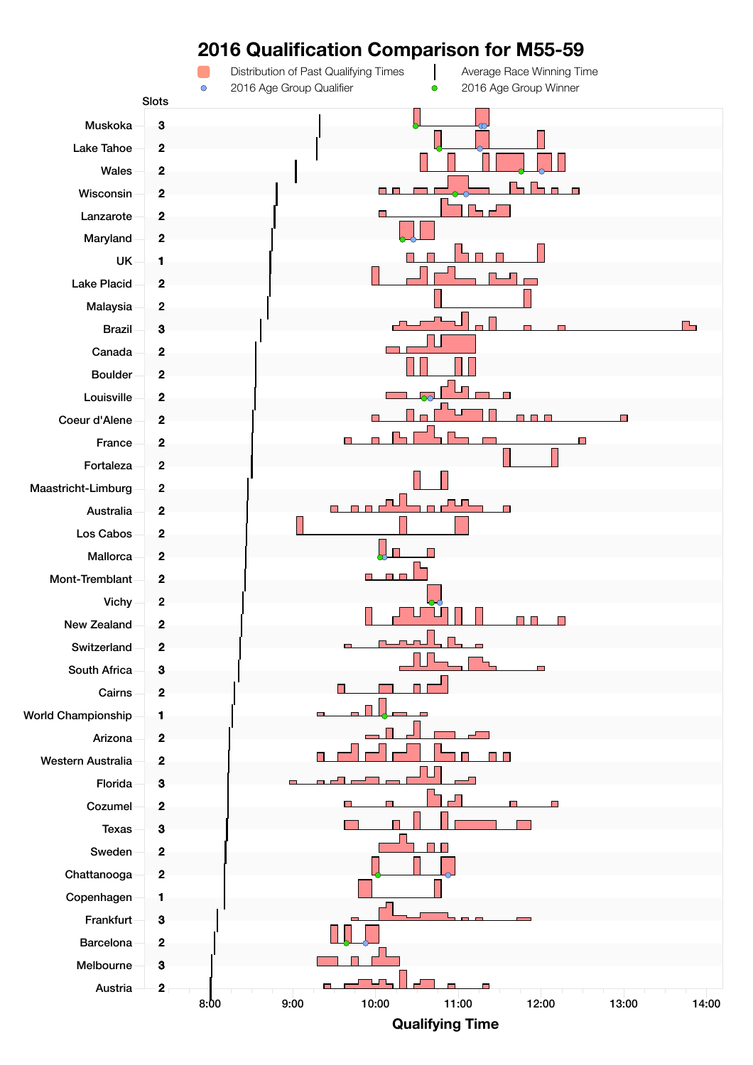# 2016 Qualification Comparison for M55-59

Distribution of Past Qualifying Times | Average Race Winning Time | 2016 Age Group Qualifier | 2016 Age Group Winner

| Race | Slots |
|---|---|
| Muskoka | 3 |
| Lake Tahoe | 2 |
| Wales | 2 |
| Wisconsin | 2 |
| Lanzarote | 2 |
| Maryland | 2 |
| UK | 1 |
| Lake Placid | 2 |
| Malaysia | 2 |
| Brazil | 3 |
| Canada | 2 |
| Boulder | 2 |
| Louisville | 2 |
| Coeur d'Alene | 2 |
| France | 2 |
| Fortaleza | 2 |
| Maastricht-Limburg | 2 |
| Australia | 2 |
| Los Cabos | 2 |
| Mallorca | 2 |
| Mont-Tremblant | 2 |
| Vichy | 2 |
| New Zealand | 2 |
| Switzerland | 2 |
| South Africa | 3 |
| Cairns | 2 |
| World Championship | 1 |
| Arizona | 2 |
| Western Australia | 2 |
| Florida | 3 |
| Cozumel | 2 |
| Texas | 3 |
| Sweden | 2 |
| Chattanooga | 2 |
| Copenhagen | 1 |
| Frankfurt | 3 |
| Barcelona | 2 |
| Melbourne | 3 |
| Austria | 2 |

Qualifying Time: 8:00, 9:00, 10:00, 11:00, 12:00, 13:00, 14:00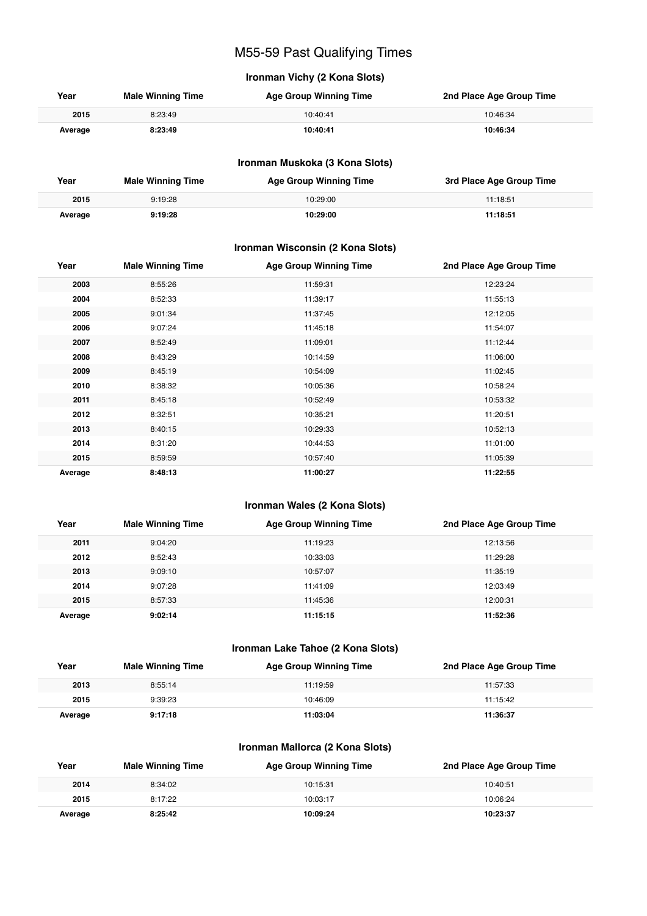# M55-59 Past Qualifying Times

## Ironman Vichy (2 Kona Slots)

| Year | Male Winning Time | Age Group Winning Time | 2nd Place Age Group Time |
|---|---|---|---|
| 2015 | 8:23:49 | 10:40:41 | 10:46:34 |
| **Average** | **8:23:49** | **10:40:41** | **10:46:34** |

## Ironman Muskoka (3 Kona Slots)

| Year | Male Winning Time | Age Group Winning Time | 3rd Place Age Group Time |
|---|---|---|---|
| 2015 | 9:19:28 | 10:29:00 | 11:18:51 |
| **Average** | **9:19:28** | **10:29:00** | **11:18:51** |

## Ironman Wisconsin (2 Kona Slots)

| Year | Male Winning Time | Age Group Winning Time | 2nd Place Age Group Time |
|---|---|---|---|
| 2003 | 8:55:26 | 11:59:31 | 12:23:24 |
| 2004 | 8:52:33 | 11:39:17 | 11:55:13 |
| 2005 | 9:01:34 | 11:37:45 | 12:12:05 |
| 2006 | 9:07:24 | 11:45:18 | 11:54:07 |
| 2007 | 8:52:49 | 11:09:01 | 11:12:44 |
| 2008 | 8:43:29 | 10:14:59 | 11:06:00 |
| 2009 | 8:45:19 | 10:54:09 | 11:02:45 |
| 2010 | 8:38:32 | 10:05:36 | 10:58:24 |
| 2011 | 8:45:18 | 10:52:49 | 10:53:32 |
| 2012 | 8:32:51 | 10:35:21 | 11:20:51 |
| 2013 | 8:40:15 | 10:29:33 | 10:52:13 |
| 2014 | 8:31:20 | 10:44:53 | 11:01:00 |
| 2015 | 8:59:59 | 10:57:40 | 11:05:39 |
| **Average** | **8:48:13** | **11:00:27** | **11:22:55** |

## Ironman Wales (2 Kona Slots)

| Year | Male Winning Time | Age Group Winning Time | 2nd Place Age Group Time |
|---|---|---|---|
| 2011 | 9:04:20 | 11:19:23 | 12:13:56 |
| 2012 | 8:52:43 | 10:33:03 | 11:29:28 |
| 2013 | 9:09:10 | 10:57:07 | 11:35:19 |
| 2014 | 9:07:28 | 11:41:09 | 12:03:49 |
| 2015 | 8:57:33 | 11:45:36 | 12:00:31 |
| **Average** | **9:02:14** | **11:15:15** | **11:52:36** |

## Ironman Lake Tahoe (2 Kona Slots)

| Year | Male Winning Time | Age Group Winning Time | 2nd Place Age Group Time |
|---|---|---|---|
| 2013 | 8:55:14 | 11:19:59 | 11:57:33 |
| 2015 | 9:39:23 | 10:46:09 | 11:15:42 |
| **Average** | **9:17:18** | **11:03:04** | **11:36:37** |

## Ironman Mallorca (2 Kona Slots)

| Year | Male Winning Time | Age Group Winning Time | 2nd Place Age Group Time |
|---|---|---|---|
| 2014 | 8:34:02 | 10:15:31 | 10:40:51 |
| 2015 | 8:17:22 | 10:03:17 | 10:06:24 |
| **Average** | **8:25:42** | **10:09:24** | **10:23:37** |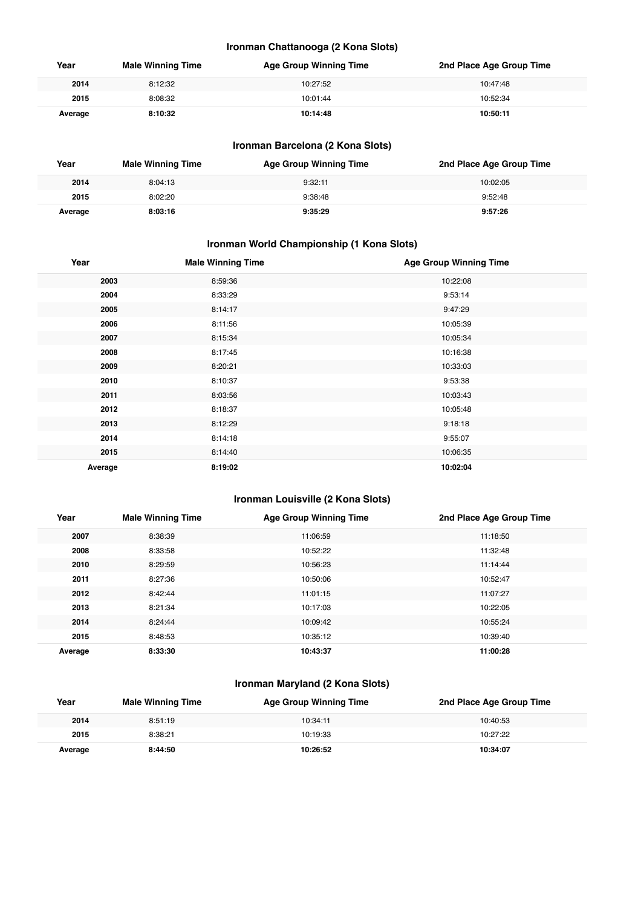### Ironman Chattanooga (2 Kona Slots)

| Year | Male Winning Time | Age Group Winning Time | 2nd Place Age Group Time |
|---|---|---|---|
| 2014 | 8:12:32 | 10:27:52 | 10:47:48 |
| 2015 | 8:08:32 | 10:01:44 | 10:52:34 |
| **Average** | **8:10:32** | **10:14:48** | **10:50:11** |

### Ironman Barcelona (2 Kona Slots)

| Year | Male Winning Time | Age Group Winning Time | 2nd Place Age Group Time |
|---|---|---|---|
| 2014 | 8:04:13 | 9:32:11 | 10:02:05 |
| 2015 | 8:02:20 | 9:38:48 | 9:52:48 |
| **Average** | **8:03:16** | **9:35:29** | **9:57:26** |

### Ironman World Championship (1 Kona Slots)

| Year | Male Winning Time | Age Group Winning Time |
|---|---|---|
| 2003 | 8:59:36 | 10:22:08 |
| 2004 | 8:33:29 | 9:53:14 |
| 2005 | 8:14:17 | 9:47:29 |
| 2006 | 8:11:56 | 10:05:39 |
| 2007 | 8:15:34 | 10:05:34 |
| 2008 | 8:17:45 | 10:16:38 |
| 2009 | 8:20:21 | 10:33:03 |
| 2010 | 8:10:37 | 9:53:38 |
| 2011 | 8:03:56 | 10:03:43 |
| 2012 | 8:18:37 | 10:05:48 |
| 2013 | 8:12:29 | 9:18:18 |
| 2014 | 8:14:18 | 9:55:07 |
| 2015 | 8:14:40 | 10:06:35 |
| **Average** | **8:19:02** | **10:02:04** |

### Ironman Louisville (2 Kona Slots)

| Year | Male Winning Time | Age Group Winning Time | 2nd Place Age Group Time |
|---|---|---|---|
| 2007 | 8:38:39 | 11:06:59 | 11:18:50 |
| 2008 | 8:33:58 | 10:52:22 | 11:32:48 |
| 2010 | 8:29:59 | 10:56:23 | 11:14:44 |
| 2011 | 8:27:36 | 10:50:06 | 10:52:47 |
| 2012 | 8:42:44 | 11:01:15 | 11:07:27 |
| 2013 | 8:21:34 | 10:17:03 | 10:22:05 |
| 2014 | 8:24:44 | 10:09:42 | 10:55:24 |
| 2015 | 8:48:53 | 10:35:12 | 10:39:40 |
| **Average** | **8:33:30** | **10:43:37** | **11:00:28** |

### Ironman Maryland (2 Kona Slots)

| Year | Male Winning Time | Age Group Winning Time | 2nd Place Age Group Time |
|---|---|---|---|
| 2014 | 8:51:19 | 10:34:11 | 10:40:53 |
| 2015 | 8:38:21 | 10:19:33 | 10:27:22 |
| **Average** | **8:44:50** | **10:26:52** | **10:34:07** |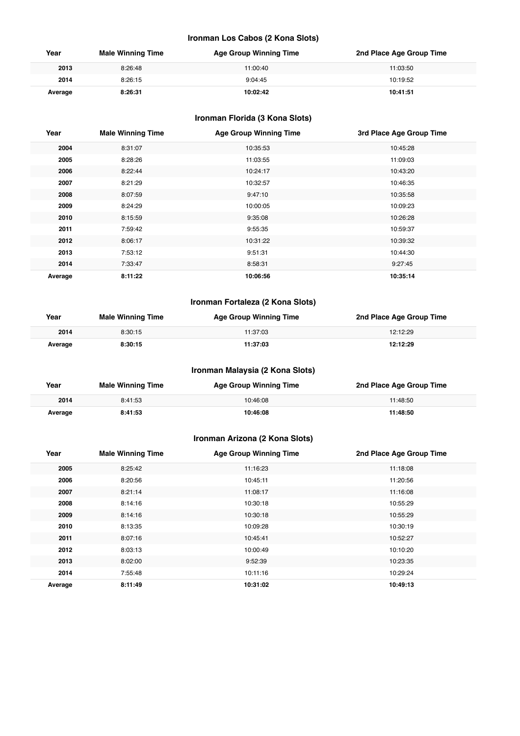### Ironman Los Cabos (2 Kona Slots)

| Year | Male Winning Time | Age Group Winning Time | 2nd Place Age Group Time |
|---|---|---|---|
| **2013** | 8:26:48 | 11:00:40 | 11:03:50 |
| **2014** | 8:26:15 | 9:04:45 | 10:19:52 |
| **Average** | **8:26:31** | **10:02:42** | **10:41:51** |

### Ironman Florida (3 Kona Slots)

| Year | Male Winning Time | Age Group Winning Time | 3rd Place Age Group Time |
|---|---|---|---|
| **2004** | 8:31:07 | 10:35:53 | 10:45:28 |
| **2005** | 8:28:26 | 11:03:55 | 11:09:03 |
| **2006** | 8:22:44 | 10:24:17 | 10:43:20 |
| **2007** | 8:21:29 | 10:32:57 | 10:46:35 |
| **2008** | 8:07:59 | 9:47:10 | 10:35:58 |
| **2009** | 8:24:29 | 10:00:05 | 10:09:23 |
| **2010** | 8:15:59 | 9:35:08 | 10:26:28 |
| **2011** | 7:59:42 | 9:55:35 | 10:59:37 |
| **2012** | 8:06:17 | 10:31:22 | 10:39:32 |
| **2013** | 7:53:12 | 9:51:31 | 10:44:30 |
| **2014** | 7:33:47 | 8:58:31 | 9:27:45 |
| **Average** | **8:11:22** | **10:06:56** | **10:35:14** |

### Ironman Fortaleza (2 Kona Slots)

| Year | Male Winning Time | Age Group Winning Time | 2nd Place Age Group Time |
|---|---|---|---|
| **2014** | 8:30:15 | 11:37:03 | 12:12:29 |
| **Average** | **8:30:15** | **11:37:03** | **12:12:29** |

### Ironman Malaysia (2 Kona Slots)

| Year | Male Winning Time | Age Group Winning Time | 2nd Place Age Group Time |
|---|---|---|---|
| **2014** | 8:41:53 | 10:46:08 | 11:48:50 |
| **Average** | **8:41:53** | **10:46:08** | **11:48:50** |

### Ironman Arizona (2 Kona Slots)

| Year | Male Winning Time | Age Group Winning Time | 2nd Place Age Group Time |
|---|---|---|---|
| **2005** | 8:25:42 | 11:16:23 | 11:18:08 |
| **2006** | 8:20:56 | 10:45:11 | 11:20:56 |
| **2007** | 8:21:14 | 11:08:17 | 11:16:08 |
| **2008** | 8:14:16 | 10:30:18 | 10:55:29 |
| **2009** | 8:14:16 | 10:30:18 | 10:55:29 |
| **2010** | 8:13:35 | 10:09:28 | 10:30:19 |
| **2011** | 8:07:16 | 10:45:41 | 10:52:27 |
| **2012** | 8:03:13 | 10:00:49 | 10:10:20 |
| **2013** | 8:02:00 | 9:52:39 | 10:23:35 |
| **2014** | 7:55:48 | 10:11:16 | 10:29:24 |
| **Average** | **8:11:49** | **10:31:02** | **10:49:13** |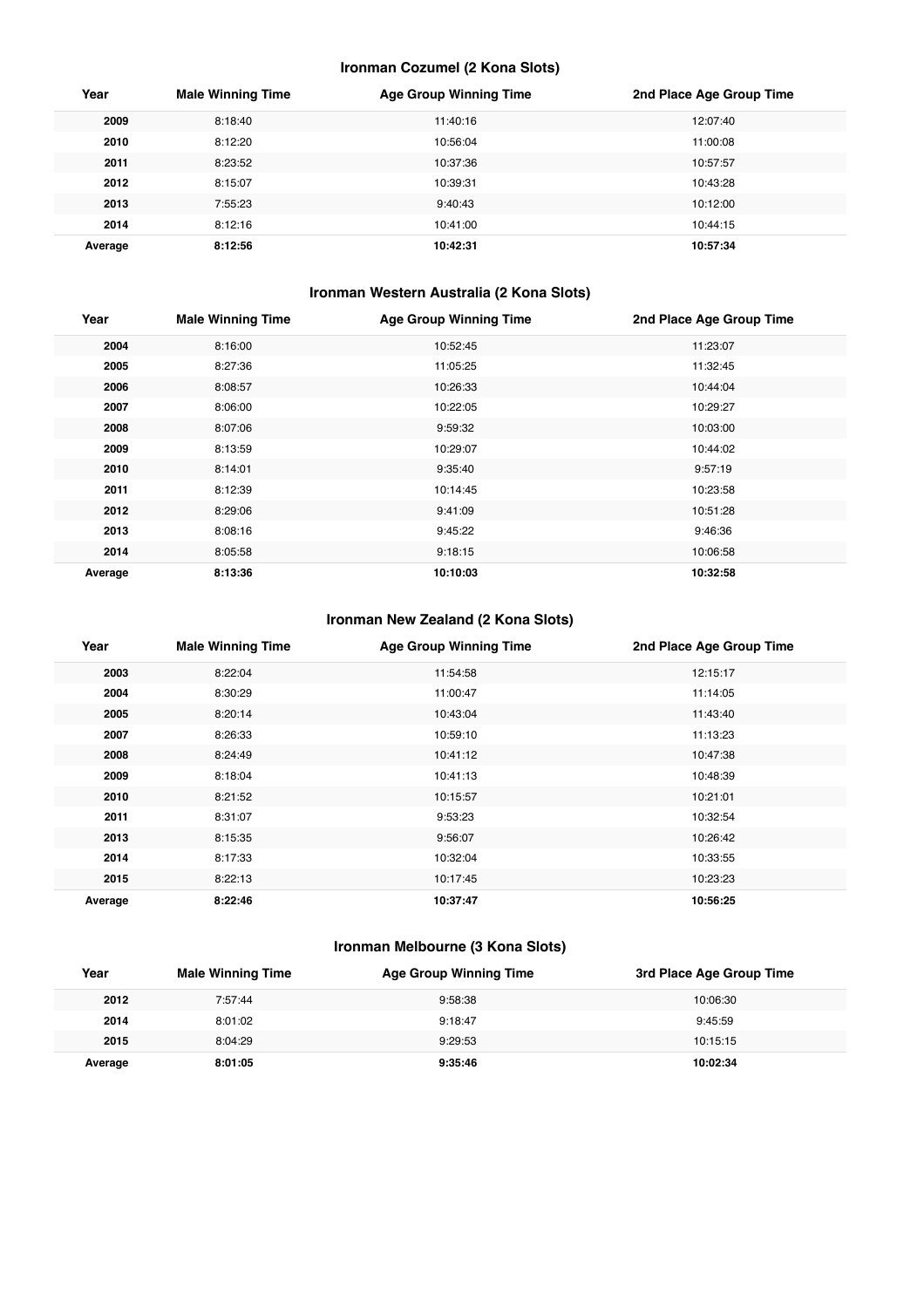### Ironman Cozumel (2 Kona Slots)

| Year | Male Winning Time | Age Group Winning Time | 2nd Place Age Group Time |
|---|---|---|---|
| **2009** | 8:18:40 | 11:40:16 | 12:07:40 |
| **2010** | 8:12:20 | 10:56:04 | 11:00:08 |
| **2011** | 8:23:52 | 10:37:36 | 10:57:57 |
| **2012** | 8:15:07 | 10:39:31 | 10:43:28 |
| **2013** | 7:55:23 | 9:40:43 | 10:12:00 |
| **2014** | 8:12:16 | 10:41:00 | 10:44:15 |
| **Average** | **8:12:56** | **10:42:31** | **10:57:34** |

### Ironman Western Australia (2 Kona Slots)

| Year | Male Winning Time | Age Group Winning Time | 2nd Place Age Group Time |
|---|---|---|---|
| **2004** | 8:16:00 | 10:52:45 | 11:23:07 |
| **2005** | 8:27:36 | 11:05:25 | 11:32:45 |
| **2006** | 8:08:57 | 10:26:33 | 10:44:04 |
| **2007** | 8:06:00 | 10:22:05 | 10:29:27 |
| **2008** | 8:07:06 | 9:59:32 | 10:03:00 |
| **2009** | 8:13:59 | 10:29:07 | 10:44:02 |
| **2010** | 8:14:01 | 9:35:40 | 9:57:19 |
| **2011** | 8:12:39 | 10:14:45 | 10:23:58 |
| **2012** | 8:29:06 | 9:41:09 | 10:51:28 |
| **2013** | 8:08:16 | 9:45:22 | 9:46:36 |
| **2014** | 8:05:58 | 9:18:15 | 10:06:58 |
| **Average** | **8:13:36** | **10:10:03** | **10:32:58** |

### Ironman New Zealand (2 Kona Slots)

| Year | Male Winning Time | Age Group Winning Time | 2nd Place Age Group Time |
|---|---|---|---|
| **2003** | 8:22:04 | 11:54:58 | 12:15:17 |
| **2004** | 8:30:29 | 11:00:47 | 11:14:05 |
| **2005** | 8:20:14 | 10:43:04 | 11:43:40 |
| **2007** | 8:26:33 | 10:59:10 | 11:13:23 |
| **2008** | 8:24:49 | 10:41:12 | 10:47:38 |
| **2009** | 8:18:04 | 10:41:13 | 10:48:39 |
| **2010** | 8:21:52 | 10:15:57 | 10:21:01 |
| **2011** | 8:31:07 | 9:53:23 | 10:32:54 |
| **2013** | 8:15:35 | 9:56:07 | 10:26:42 |
| **2014** | 8:17:33 | 10:32:04 | 10:33:55 |
| **2015** | 8:22:13 | 10:17:45 | 10:23:23 |
| **Average** | **8:22:46** | **10:37:47** | **10:56:25** |

### Ironman Melbourne (3 Kona Slots)

| Year | Male Winning Time | Age Group Winning Time | 3rd Place Age Group Time |
|---|---|---|---|
| **2012** | 7:57:44 | 9:58:38 | 10:06:30 |
| **2014** | 8:01:02 | 9:18:47 | 9:45:59 |
| **2015** | 8:04:29 | 9:29:53 | 10:15:15 |
| **Average** | **8:01:05** | **9:35:46** | **10:02:34** |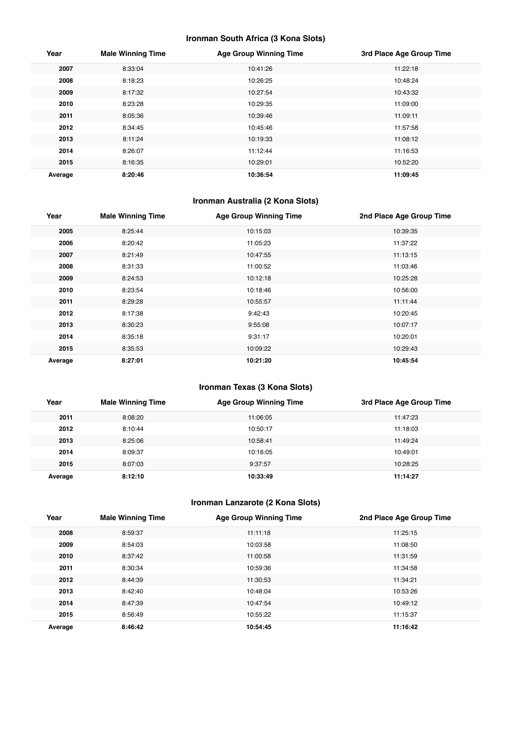### Ironman South Africa (3 Kona Slots)

| Year | Male Winning Time | Age Group Winning Time | 3rd Place Age Group Time |
|---|---|---|---|
| **2007** | 8:33:04 | 10:41:26 | 11:22:18 |
| **2008** | 8:18:23 | 10:26:25 | 10:48:24 |
| **2009** | 8:17:32 | 10:27:54 | 10:43:32 |
| **2010** | 8:23:28 | 10:29:35 | 11:09:00 |
| **2011** | 8:05:36 | 10:39:46 | 11:09:11 |
| **2012** | 8:34:45 | 10:45:46 | 11:57:58 |
| **2013** | 8:11:24 | 10:19:33 | 11:08:12 |
| **2014** | 8:26:07 | 11:12:44 | 11:16:53 |
| **2015** | 8:16:35 | 10:29:01 | 10:52:20 |
| **Average** | **8:20:46** | **10:36:54** | **11:09:45** |

### Ironman Australia (2 Kona Slots)

| Year | Male Winning Time | Age Group Winning Time | 2nd Place Age Group Time |
|---|---|---|---|
| **2005** | 8:25:44 | 10:15:03 | 10:39:35 |
| **2006** | 8:20:42 | 11:05:23 | 11:37:22 |
| **2007** | 8:21:49 | 10:47:55 | 11:13:15 |
| **2008** | 8:31:33 | 11:00:52 | 11:03:46 |
| **2009** | 8:24:53 | 10:12:18 | 10:25:28 |
| **2010** | 8:23:54 | 10:18:46 | 10:56:00 |
| **2011** | 8:29:28 | 10:55:57 | 11:11:44 |
| **2012** | 8:17:38 | 9:42:43 | 10:20:45 |
| **2013** | 8:30:23 | 9:55:08 | 10:07:17 |
| **2014** | 8:35:18 | 9:31:17 | 10:20:01 |
| **2015** | 8:35:53 | 10:09:22 | 10:29:43 |
| **Average** | **8:27:01** | **10:21:20** | **10:45:54** |

### Ironman Texas (3 Kona Slots)

| Year | Male Winning Time | Age Group Winning Time | 3rd Place Age Group Time |
|---|---|---|---|
| **2011** | 8:08:20 | 11:06:05 | 11:47:23 |
| **2012** | 8:10:44 | 10:50:17 | 11:18:03 |
| **2013** | 8:25:06 | 10:58:41 | 11:49:24 |
| **2014** | 8:09:37 | 10:16:05 | 10:49:01 |
| **2015** | 8:07:03 | 9:37:57 | 10:28:25 |
| **Average** | **8:12:10** | **10:33:49** | **11:14:27** |

### Ironman Lanzarote (2 Kona Slots)

| Year | Male Winning Time | Age Group Winning Time | 2nd Place Age Group Time |
|---|---|---|---|
| **2008** | 8:59:37 | 11:11:18 | 11:25:15 |
| **2009** | 8:54:03 | 10:03:58 | 11:08:50 |
| **2010** | 8:37:42 | 11:00:58 | 11:31:59 |
| **2011** | 8:30:34 | 10:59:36 | 11:34:58 |
| **2012** | 8:44:39 | 11:30:53 | 11:34:21 |
| **2013** | 8:42:40 | 10:48:04 | 10:53:26 |
| **2014** | 8:47:39 | 10:47:54 | 10:49:12 |
| **2015** | 8:56:49 | 10:55:22 | 11:15:37 |
| **Average** | **8:46:42** | **10:54:45** | **11:16:42** |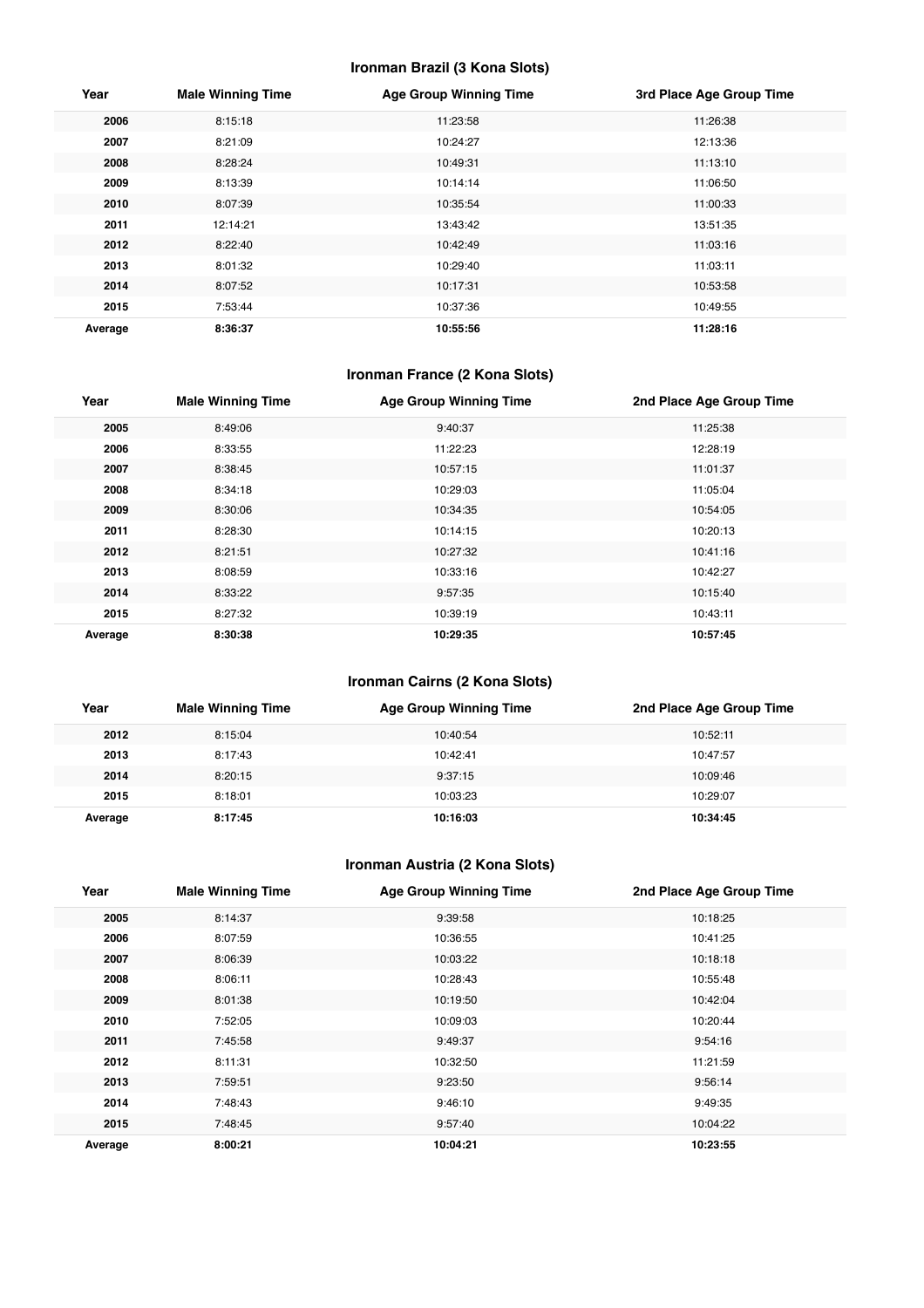### Ironman Brazil (3 Kona Slots)

| Year | Male Winning Time | Age Group Winning Time | 3rd Place Age Group Time |
|---|---|---|---|
| 2006 | 8:15:18 | 11:23:58 | 11:26:38 |
| 2007 | 8:21:09 | 10:24:27 | 12:13:36 |
| 2008 | 8:28:24 | 10:49:31 | 11:13:10 |
| 2009 | 8:13:39 | 10:14:14 | 11:06:50 |
| 2010 | 8:07:39 | 10:35:54 | 11:00:33 |
| 2011 | 12:14:21 | 13:43:42 | 13:51:35 |
| 2012 | 8:22:40 | 10:42:49 | 11:03:16 |
| 2013 | 8:01:32 | 10:29:40 | 11:03:11 |
| 2014 | 8:07:52 | 10:17:31 | 10:53:58 |
| 2015 | 7:53:44 | 10:37:36 | 10:49:55 |
| **Average** | **8:36:37** | **10:55:56** | **11:28:16** |

### Ironman France (2 Kona Slots)

| Year | Male Winning Time | Age Group Winning Time | 2nd Place Age Group Time |
|---|---|---|---|
| 2005 | 8:49:06 | 9:40:37 | 11:25:38 |
| 2006 | 8:33:55 | 11:22:23 | 12:28:19 |
| 2007 | 8:38:45 | 10:57:15 | 11:01:37 |
| 2008 | 8:34:18 | 10:29:03 | 11:05:04 |
| 2009 | 8:30:06 | 10:34:35 | 10:54:05 |
| 2011 | 8:28:30 | 10:14:15 | 10:20:13 |
| 2012 | 8:21:51 | 10:27:32 | 10:41:16 |
| 2013 | 8:08:59 | 10:33:16 | 10:42:27 |
| 2014 | 8:33:22 | 9:57:35 | 10:15:40 |
| 2015 | 8:27:32 | 10:39:19 | 10:43:11 |
| **Average** | **8:30:38** | **10:29:35** | **10:57:45** |

### Ironman Cairns (2 Kona Slots)

| Year | Male Winning Time | Age Group Winning Time | 2nd Place Age Group Time |
|---|---|---|---|
| 2012 | 8:15:04 | 10:40:54 | 10:52:11 |
| 2013 | 8:17:43 | 10:42:41 | 10:47:57 |
| 2014 | 8:20:15 | 9:37:15 | 10:09:46 |
| 2015 | 8:18:01 | 10:03:23 | 10:29:07 |
| **Average** | **8:17:45** | **10:16:03** | **10:34:45** |

### Ironman Austria (2 Kona Slots)

| Year | Male Winning Time | Age Group Winning Time | 2nd Place Age Group Time |
|---|---|---|---|
| 2005 | 8:14:37 | 9:39:58 | 10:18:25 |
| 2006 | 8:07:59 | 10:36:55 | 10:41:25 |
| 2007 | 8:06:39 | 10:03:22 | 10:18:18 |
| 2008 | 8:06:11 | 10:28:43 | 10:55:48 |
| 2009 | 8:01:38 | 10:19:50 | 10:42:04 |
| 2010 | 7:52:05 | 10:09:03 | 10:20:44 |
| 2011 | 7:45:58 | 9:49:37 | 9:54:16 |
| 2012 | 8:11:31 | 10:32:50 | 11:21:59 |
| 2013 | 7:59:51 | 9:23:50 | 9:56:14 |
| 2014 | 7:48:43 | 9:46:10 | 9:49:35 |
| 2015 | 7:48:45 | 9:57:40 | 10:04:22 |
| **Average** | **8:00:21** | **10:04:21** | **10:23:55** |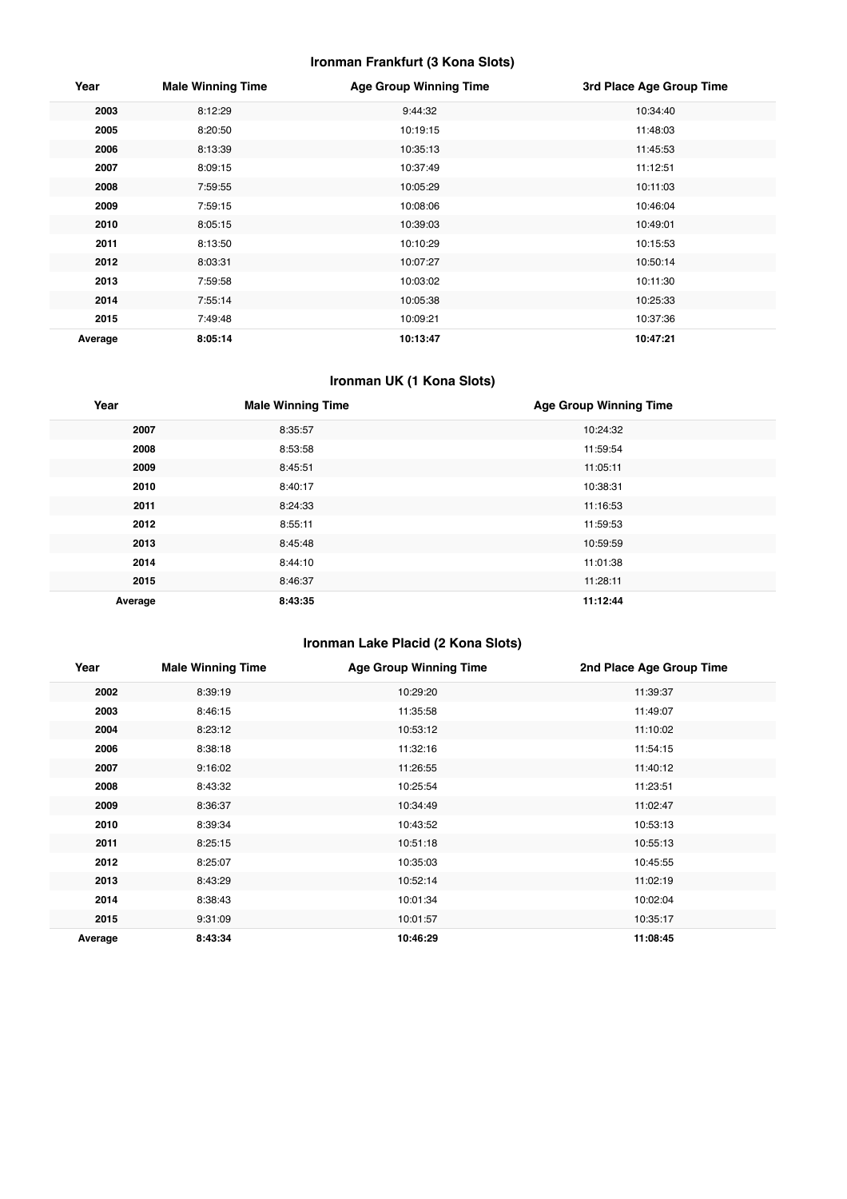### Ironman Frankfurt (3 Kona Slots)

| Year | Male Winning Time | Age Group Winning Time | 3rd Place Age Group Time |
|---|---|---|---|
| 2003 | 8:12:29 | 9:44:32 | 10:34:40 |
| 2005 | 8:20:50 | 10:19:15 | 11:48:03 |
| 2006 | 8:13:39 | 10:35:13 | 11:45:53 |
| 2007 | 8:09:15 | 10:37:49 | 11:12:51 |
| 2008 | 7:59:55 | 10:05:29 | 10:11:03 |
| 2009 | 7:59:15 | 10:08:06 | 10:46:04 |
| 2010 | 8:05:15 | 10:39:03 | 10:49:01 |
| 2011 | 8:13:50 | 10:10:29 | 10:15:53 |
| 2012 | 8:03:31 | 10:07:27 | 10:50:14 |
| 2013 | 7:59:58 | 10:03:02 | 10:11:30 |
| 2014 | 7:55:14 | 10:05:38 | 10:25:33 |
| 2015 | 7:49:48 | 10:09:21 | 10:37:36 |
| **Average** | **8:05:14** | **10:13:47** | **10:47:21** |

### Ironman UK (1 Kona Slots)

| Year | Male Winning Time | Age Group Winning Time |
|---|---|---|
| 2007 | 8:35:57 | 10:24:32 |
| 2008 | 8:53:58 | 11:59:54 |
| 2009 | 8:45:51 | 11:05:11 |
| 2010 | 8:40:17 | 10:38:31 |
| 2011 | 8:24:33 | 11:16:53 |
| 2012 | 8:55:11 | 11:59:53 |
| 2013 | 8:45:48 | 10:59:59 |
| 2014 | 8:44:10 | 11:01:38 |
| 2015 | 8:46:37 | 11:28:11 |
| **Average** | **8:43:35** | **11:12:44** |

### Ironman Lake Placid (2 Kona Slots)

| Year | Male Winning Time | Age Group Winning Time | 2nd Place Age Group Time |
|---|---|---|---|
| 2002 | 8:39:19 | 10:29:20 | 11:39:37 |
| 2003 | 8:46:15 | 11:35:58 | 11:49:07 |
| 2004 | 8:23:12 | 10:53:12 | 11:10:02 |
| 2006 | 8:38:18 | 11:32:16 | 11:54:15 |
| 2007 | 9:16:02 | 11:26:55 | 11:40:12 |
| 2008 | 8:43:32 | 10:25:54 | 11:23:51 |
| 2009 | 8:36:37 | 10:34:49 | 11:02:47 |
| 2010 | 8:39:34 | 10:43:52 | 10:53:13 |
| 2011 | 8:25:15 | 10:51:18 | 10:55:13 |
| 2012 | 8:25:07 | 10:35:03 | 10:45:55 |
| 2013 | 8:43:29 | 10:52:14 | 11:02:19 |
| 2014 | 8:38:43 | 10:01:34 | 10:02:04 |
| 2015 | 9:31:09 | 10:01:57 | 10:35:17 |
| **Average** | **8:43:34** | **10:46:29** | **11:08:45** |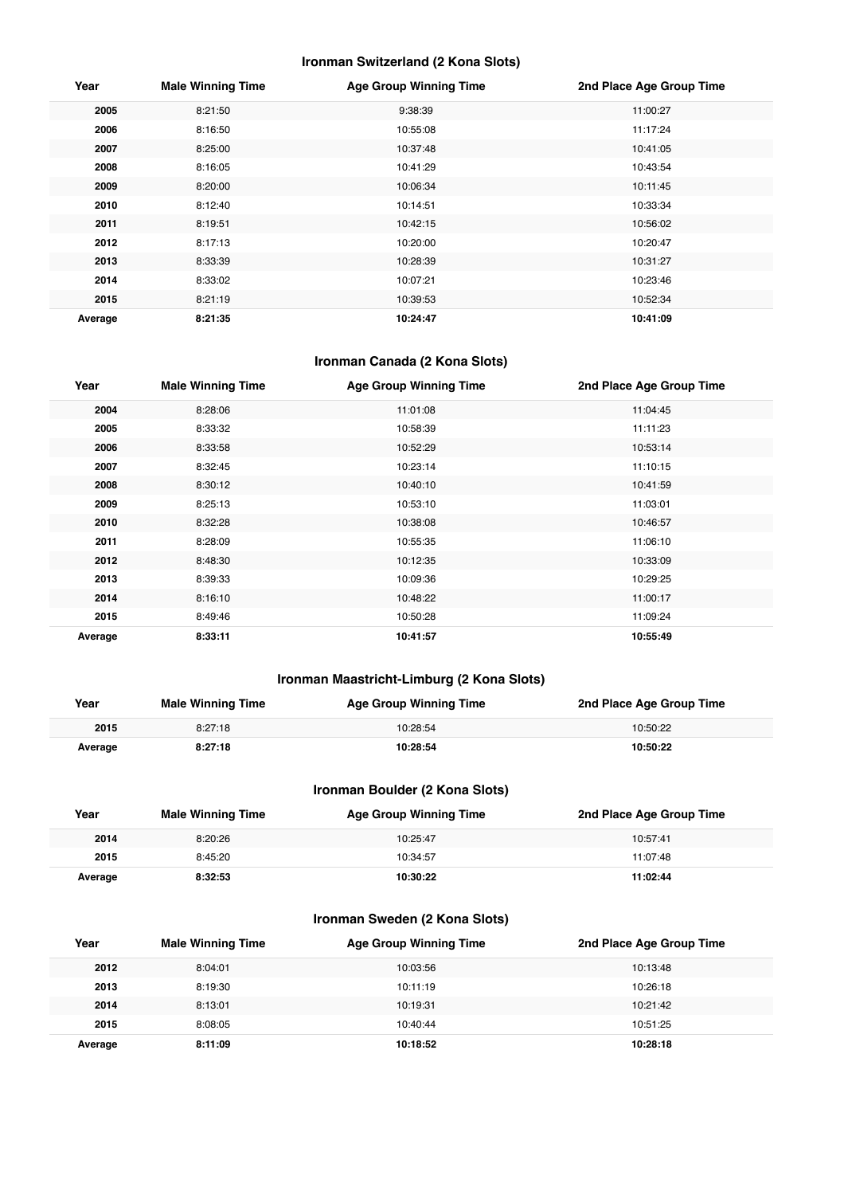### Ironman Switzerland (2 Kona Slots)

| Year | Male Winning Time | Age Group Winning Time | 2nd Place Age Group Time |
|---|---|---|---|
| **2005** | 8:21:50 | 9:38:39 | 11:00:27 |
| **2006** | 8:16:50 | 10:55:08 | 11:17:24 |
| **2007** | 8:25:00 | 10:37:48 | 10:41:05 |
| **2008** | 8:16:05 | 10:41:29 | 10:43:54 |
| **2009** | 8:20:00 | 10:06:34 | 10:11:45 |
| **2010** | 8:12:40 | 10:14:51 | 10:33:34 |
| **2011** | 8:19:51 | 10:42:15 | 10:56:02 |
| **2012** | 8:17:13 | 10:20:00 | 10:20:47 |
| **2013** | 8:33:39 | 10:28:39 | 10:31:27 |
| **2014** | 8:33:02 | 10:07:21 | 10:23:46 |
| **2015** | 8:21:19 | 10:39:53 | 10:52:34 |
| **Average** | **8:21:35** | **10:24:47** | **10:41:09** |

### Ironman Canada (2 Kona Slots)

| Year | Male Winning Time | Age Group Winning Time | 2nd Place Age Group Time |
|---|---|---|---|
| **2004** | 8:28:06 | 11:01:08 | 11:04:45 |
| **2005** | 8:33:32 | 10:58:39 | 11:11:23 |
| **2006** | 8:33:58 | 10:52:29 | 10:53:14 |
| **2007** | 8:32:45 | 10:23:14 | 11:10:15 |
| **2008** | 8:30:12 | 10:40:10 | 10:41:59 |
| **2009** | 8:25:13 | 10:53:10 | 11:03:01 |
| **2010** | 8:32:28 | 10:38:08 | 10:46:57 |
| **2011** | 8:28:09 | 10:55:35 | 11:06:10 |
| **2012** | 8:48:30 | 10:12:35 | 10:33:09 |
| **2013** | 8:39:33 | 10:09:36 | 10:29:25 |
| **2014** | 8:16:10 | 10:48:22 | 11:00:17 |
| **2015** | 8:49:46 | 10:50:28 | 11:09:24 |
| **Average** | **8:33:11** | **10:41:57** | **10:55:49** |

### Ironman Maastricht-Limburg (2 Kona Slots)

| Year | Male Winning Time | Age Group Winning Time | 2nd Place Age Group Time |
|---|---|---|---|
| **2015** | 8:27:18 | 10:28:54 | 10:50:22 |
| **Average** | **8:27:18** | **10:28:54** | **10:50:22** |

### Ironman Boulder (2 Kona Slots)

| Year | Male Winning Time | Age Group Winning Time | 2nd Place Age Group Time |
|---|---|---|---|
| **2014** | 8:20:26 | 10:25:47 | 10:57:41 |
| **2015** | 8:45:20 | 10:34:57 | 11:07:48 |
| **Average** | **8:32:53** | **10:30:22** | **11:02:44** |

### Ironman Sweden (2 Kona Slots)

| Year | Male Winning Time | Age Group Winning Time | 2nd Place Age Group Time |
|---|---|---|---|
| **2012** | 8:04:01 | 10:03:56 | 10:13:48 |
| **2013** | 8:19:30 | 10:11:19 | 10:26:18 |
| **2014** | 8:13:01 | 10:19:31 | 10:21:42 |
| **2015** | 8:08:05 | 10:40:44 | 10:51:25 |
| **Average** | **8:11:09** | **10:18:52** | **10:28:18** |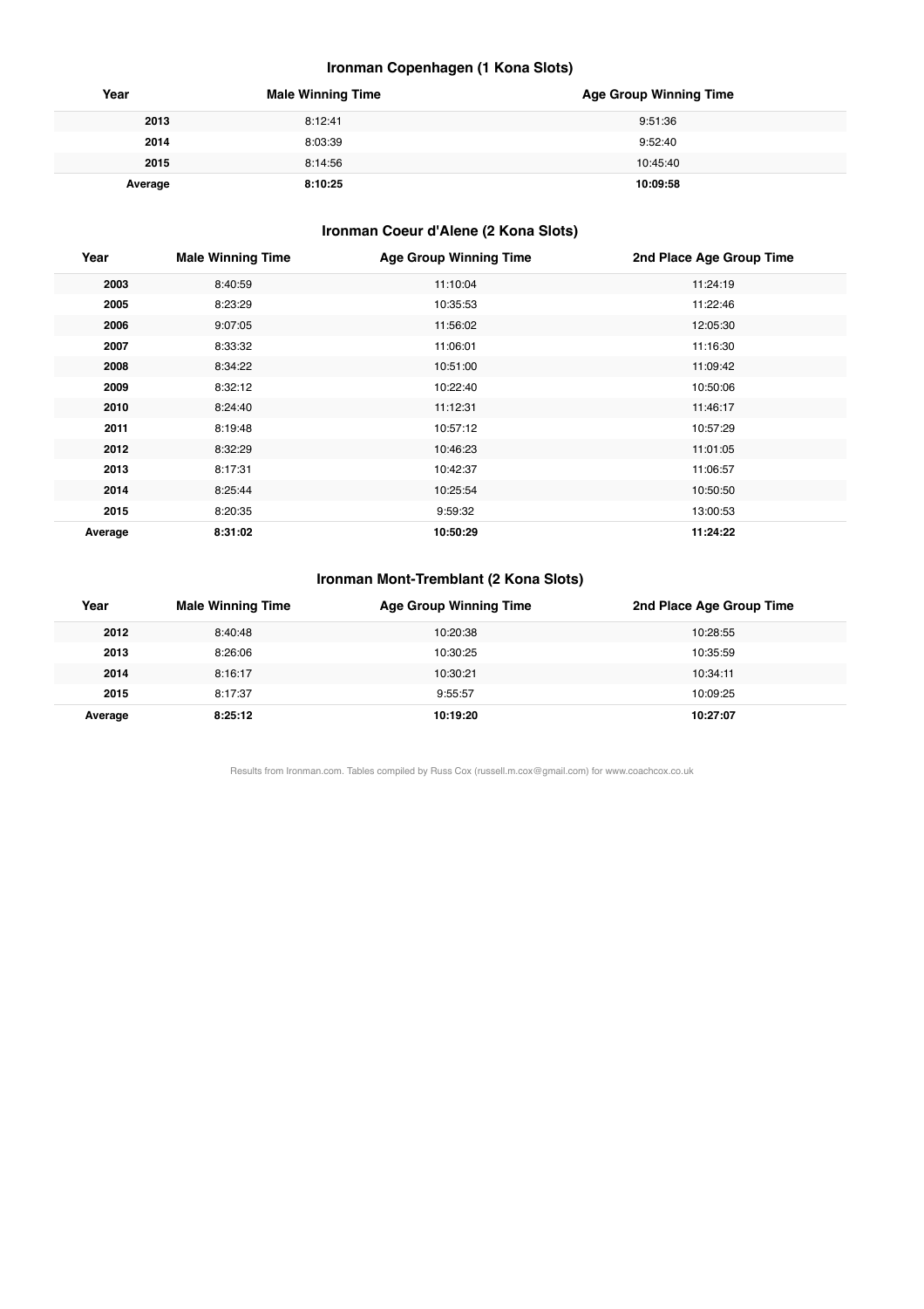### Ironman Copenhagen (1 Kona Slots)

| Year | Male Winning Time | Age Group Winning Time |
|---|---|---|
| **2013** | 8:12:41 | 9:51:36 |
| **2014** | 8:03:39 | 9:52:40 |
| **2015** | 8:14:56 | 10:45:40 |
| **Average** | **8:10:25** | **10:09:58** |

### Ironman Coeur d'Alene (2 Kona Slots)

| Year | Male Winning Time | Age Group Winning Time | 2nd Place Age Group Time |
|---|---|---|---|
| **2003** | 8:40:59 | 11:10:04 | 11:24:19 |
| **2005** | 8:23:29 | 10:35:53 | 11:22:46 |
| **2006** | 9:07:05 | 11:56:02 | 12:05:30 |
| **2007** | 8:33:32 | 11:06:01 | 11:16:30 |
| **2008** | 8:34:22 | 10:51:00 | 11:09:42 |
| **2009** | 8:32:12 | 10:22:40 | 10:50:06 |
| **2010** | 8:24:40 | 11:12:31 | 11:46:17 |
| **2011** | 8:19:48 | 10:57:12 | 10:57:29 |
| **2012** | 8:32:29 | 10:46:23 | 11:01:05 |
| **2013** | 8:17:31 | 10:42:37 | 11:06:57 |
| **2014** | 8:25:44 | 10:25:54 | 10:50:50 |
| **2015** | 8:20:35 | 9:59:32 | 13:00:53 |
| **Average** | **8:31:02** | **10:50:29** | **11:24:22** |

### Ironman Mont-Tremblant (2 Kona Slots)

| Year | Male Winning Time | Age Group Winning Time | 2nd Place Age Group Time |
|---|---|---|---|
| **2012** | 8:40:48 | 10:20:38 | 10:28:55 |
| **2013** | 8:26:06 | 10:30:25 | 10:35:59 |
| **2014** | 8:16:17 | 10:30:21 | 10:34:11 |
| **2015** | 8:17:37 | 9:55:57 | 10:09:25 |
| **Average** | **8:25:12** | **10:19:20** | **10:27:07** |

Results from Ironman.com. Tables compiled by Russ Cox (russell.m.cox@gmail.com) for www.coachcox.co.uk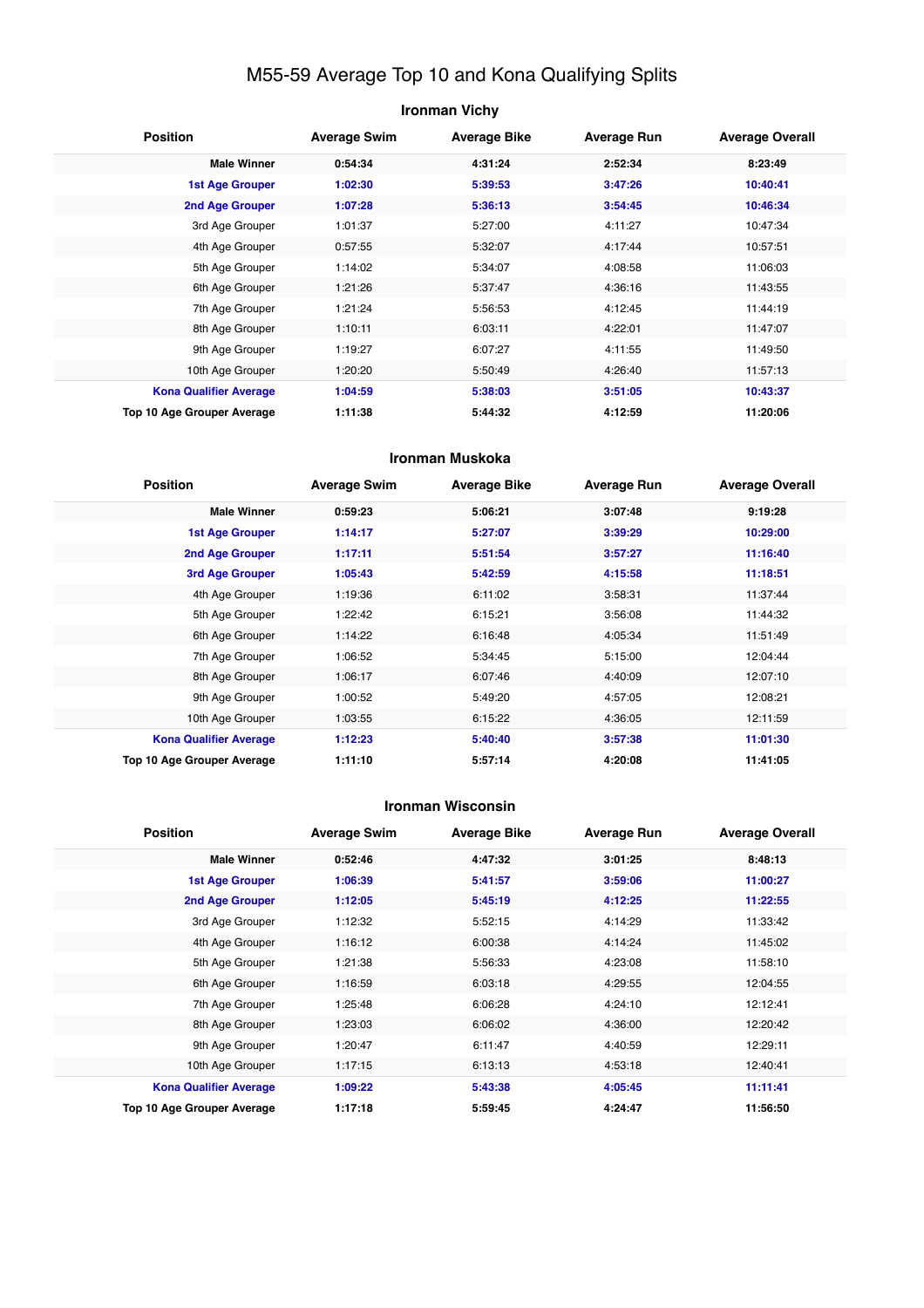# M55-59 Average Top 10 and Kona Qualifying Splits

## Ironman Vichy

| Position | Average Swim | Average Bike | Average Run | Average Overall |
|---|---|---|---|---|
| **Male Winner** | **0:54:34** | **4:31:24** | **2:52:34** | **8:23:49** |
| **1st Age Grouper** | **1:02:30** | **5:39:53** | **3:47:26** | **10:40:41** |
| **2nd Age Grouper** | **1:07:28** | **5:36:13** | **3:54:45** | **10:46:34** |
| 3rd Age Grouper | 1:01:37 | 5:27:00 | 4:11:27 | 10:47:34 |
| 4th Age Grouper | 0:57:55 | 5:32:07 | 4:17:44 | 10:57:51 |
| 5th Age Grouper | 1:14:02 | 5:34:07 | 4:08:58 | 11:06:03 |
| 6th Age Grouper | 1:21:26 | 5:37:47 | 4:36:16 | 11:43:55 |
| 7th Age Grouper | 1:21:24 | 5:56:53 | 4:12:45 | 11:44:19 |
| 8th Age Grouper | 1:10:11 | 6:03:11 | 4:22:01 | 11:47:07 |
| 9th Age Grouper | 1:19:27 | 6:07:27 | 4:11:55 | 11:49:50 |
| 10th Age Grouper | 1:20:20 | 5:50:49 | 4:26:40 | 11:57:13 |
| **Kona Qualifier Average** | **1:04:59** | **5:38:03** | **3:51:05** | **10:43:37** |
| **Top 10 Age Grouper Average** | **1:11:38** | **5:44:32** | **4:12:59** | **11:20:06** |

## Ironman Muskoka

| Position | Average Swim | Average Bike | Average Run | Average Overall |
|---|---|---|---|---|
| **Male Winner** | **0:59:23** | **5:06:21** | **3:07:48** | **9:19:28** |
| **1st Age Grouper** | **1:14:17** | **5:27:07** | **3:39:29** | **10:29:00** |
| **2nd Age Grouper** | **1:17:11** | **5:51:54** | **3:57:27** | **11:16:40** |
| **3rd Age Grouper** | **1:05:43** | **5:42:59** | **4:15:58** | **11:18:51** |
| 4th Age Grouper | 1:19:36 | 6:11:02 | 3:58:31 | 11:37:44 |
| 5th Age Grouper | 1:22:42 | 6:15:21 | 3:56:08 | 11:44:32 |
| 6th Age Grouper | 1:14:22 | 6:16:48 | 4:05:34 | 11:51:49 |
| 7th Age Grouper | 1:06:52 | 5:34:45 | 5:15:00 | 12:04:44 |
| 8th Age Grouper | 1:06:17 | 6:07:46 | 4:40:09 | 12:07:10 |
| 9th Age Grouper | 1:00:52 | 5:49:20 | 4:57:05 | 12:08:21 |
| 10th Age Grouper | 1:03:55 | 6:15:22 | 4:36:05 | 12:11:59 |
| **Kona Qualifier Average** | **1:12:23** | **5:40:40** | **3:57:38** | **11:01:30** |
| **Top 10 Age Grouper Average** | **1:11:10** | **5:57:14** | **4:20:08** | **11:41:05** |

## Ironman Wisconsin

| Position | Average Swim | Average Bike | Average Run | Average Overall |
|---|---|---|---|---|
| **Male Winner** | **0:52:46** | **4:47:32** | **3:01:25** | **8:48:13** |
| **1st Age Grouper** | **1:06:39** | **5:41:57** | **3:59:06** | **11:00:27** |
| **2nd Age Grouper** | **1:12:05** | **5:45:19** | **4:12:25** | **11:22:55** |
| 3rd Age Grouper | 1:12:32 | 5:52:15 | 4:14:29 | 11:33:42 |
| 4th Age Grouper | 1:16:12 | 6:00:38 | 4:14:24 | 11:45:02 |
| 5th Age Grouper | 1:21:38 | 5:56:33 | 4:23:08 | 11:58:10 |
| 6th Age Grouper | 1:16:59 | 6:03:18 | 4:29:55 | 12:04:55 |
| 7th Age Grouper | 1:25:48 | 6:06:28 | 4:24:10 | 12:12:41 |
| 8th Age Grouper | 1:23:03 | 6:06:02 | 4:36:00 | 12:20:42 |
| 9th Age Grouper | 1:20:47 | 6:11:47 | 4:40:59 | 12:29:11 |
| 10th Age Grouper | 1:17:15 | 6:13:13 | 4:53:18 | 12:40:41 |
| **Kona Qualifier Average** | **1:09:22** | **5:43:38** | **4:05:45** | **11:11:41** |
| **Top 10 Age Grouper Average** | **1:17:18** | **5:59:45** | **4:24:47** | **11:56:50** |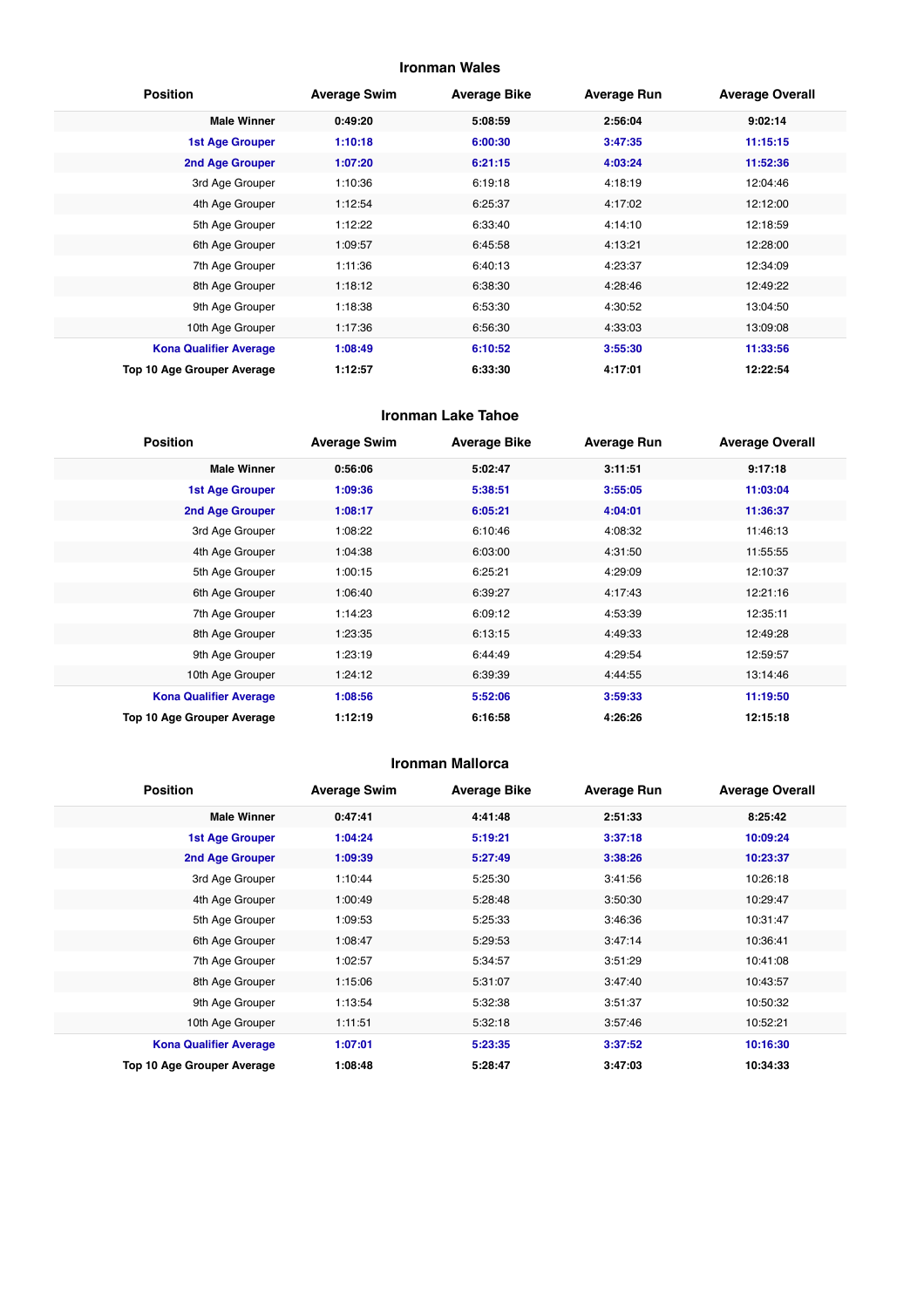## Ironman Wales

| Position | Average Swim | Average Bike | Average Run | Average Overall |
|---|---|---|---|---|
| **Male Winner** | **0:49:20** | **5:08:59** | **2:56:04** | **9:02:14** |
| **1st Age Grouper** | **1:10:18** | **6:00:30** | **3:47:35** | **11:15:15** |
| **2nd Age Grouper** | **1:07:20** | **6:21:15** | **4:03:24** | **11:52:36** |
| 3rd Age Grouper | 1:10:36 | 6:19:18 | 4:18:19 | 12:04:46 |
| 4th Age Grouper | 1:12:54 | 6:25:37 | 4:17:02 | 12:12:00 |
| 5th Age Grouper | 1:12:22 | 6:33:40 | 4:14:10 | 12:18:59 |
| 6th Age Grouper | 1:09:57 | 6:45:58 | 4:13:21 | 12:28:00 |
| 7th Age Grouper | 1:11:36 | 6:40:13 | 4:23:37 | 12:34:09 |
| 8th Age Grouper | 1:18:12 | 6:38:30 | 4:28:46 | 12:49:22 |
| 9th Age Grouper | 1:18:38 | 6:53:30 | 4:30:52 | 13:04:50 |
| 10th Age Grouper | 1:17:36 | 6:56:30 | 4:33:03 | 13:09:08 |
| **Kona Qualifier Average** | **1:08:49** | **6:10:52** | **3:55:30** | **11:33:56** |
| **Top 10 Age Grouper Average** | **1:12:57** | **6:33:30** | **4:17:01** | **12:22:54** |

## Ironman Lake Tahoe

| Position | Average Swim | Average Bike | Average Run | Average Overall |
|---|---|---|---|---|
| **Male Winner** | **0:56:06** | **5:02:47** | **3:11:51** | **9:17:18** |
| **1st Age Grouper** | **1:09:36** | **5:38:51** | **3:55:05** | **11:03:04** |
| **2nd Age Grouper** | **1:08:17** | **6:05:21** | **4:04:01** | **11:36:37** |
| 3rd Age Grouper | 1:08:22 | 6:10:46 | 4:08:32 | 11:46:13 |
| 4th Age Grouper | 1:04:38 | 6:03:00 | 4:31:50 | 11:55:55 |
| 5th Age Grouper | 1:00:15 | 6:25:21 | 4:29:09 | 12:10:37 |
| 6th Age Grouper | 1:06:40 | 6:39:27 | 4:17:43 | 12:21:16 |
| 7th Age Grouper | 1:14:23 | 6:09:12 | 4:53:39 | 12:35:11 |
| 8th Age Grouper | 1:23:35 | 6:13:15 | 4:49:33 | 12:49:28 |
| 9th Age Grouper | 1:23:19 | 6:44:49 | 4:29:54 | 12:59:57 |
| 10th Age Grouper | 1:24:12 | 6:39:39 | 4:44:55 | 13:14:46 |
| **Kona Qualifier Average** | **1:08:56** | **5:52:06** | **3:59:33** | **11:19:50** |
| **Top 10 Age Grouper Average** | **1:12:19** | **6:16:58** | **4:26:26** | **12:15:18** |

## Ironman Mallorca

| Position | Average Swim | Average Bike | Average Run | Average Overall |
|---|---|---|---|---|
| **Male Winner** | **0:47:41** | **4:41:48** | **2:51:33** | **8:25:42** |
| **1st Age Grouper** | **1:04:24** | **5:19:21** | **3:37:18** | **10:09:24** |
| **2nd Age Grouper** | **1:09:39** | **5:27:49** | **3:38:26** | **10:23:37** |
| 3rd Age Grouper | 1:10:44 | 5:25:30 | 3:41:56 | 10:26:18 |
| 4th Age Grouper | 1:00:49 | 5:28:48 | 3:50:30 | 10:29:47 |
| 5th Age Grouper | 1:09:53 | 5:25:33 | 3:46:36 | 10:31:47 |
| 6th Age Grouper | 1:08:47 | 5:29:53 | 3:47:14 | 10:36:41 |
| 7th Age Grouper | 1:02:57 | 5:34:57 | 3:51:29 | 10:41:08 |
| 8th Age Grouper | 1:15:06 | 5:31:07 | 3:47:40 | 10:43:57 |
| 9th Age Grouper | 1:13:54 | 5:32:38 | 3:51:37 | 10:50:32 |
| 10th Age Grouper | 1:11:51 | 5:32:18 | 3:57:46 | 10:52:21 |
| **Kona Qualifier Average** | **1:07:01** | **5:23:35** | **3:37:52** | **10:16:30** |
| **Top 10 Age Grouper Average** | **1:08:48** | **5:28:47** | **3:47:03** | **10:34:33** |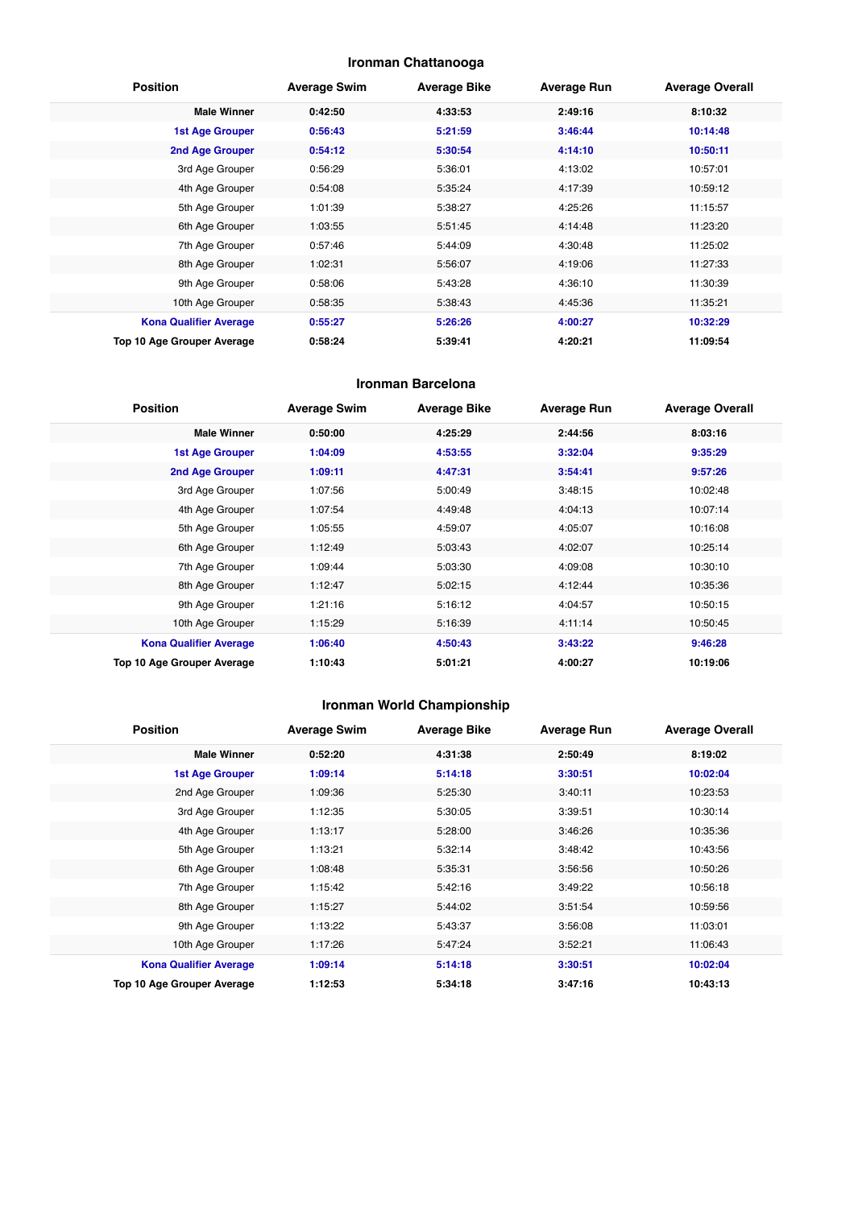## Ironman Chattanooga

| Position | Average Swim | Average Bike | Average Run | Average Overall |
|---|---|---|---|---|
| **Male Winner** | **0:42:50** | **4:33:53** | **2:49:16** | **8:10:32** |
| **1st Age Grouper** | **0:56:43** | **5:21:59** | **3:46:44** | **10:14:48** |
| **2nd Age Grouper** | **0:54:12** | **5:30:54** | **4:14:10** | **10:50:11** |
| 3rd Age Grouper | 0:56:29 | 5:36:01 | 4:13:02 | 10:57:01 |
| 4th Age Grouper | 0:54:08 | 5:35:24 | 4:17:39 | 10:59:12 |
| 5th Age Grouper | 1:01:39 | 5:38:27 | 4:25:26 | 11:15:57 |
| 6th Age Grouper | 1:03:55 | 5:51:45 | 4:14:48 | 11:23:20 |
| 7th Age Grouper | 0:57:46 | 5:44:09 | 4:30:48 | 11:25:02 |
| 8th Age Grouper | 1:02:31 | 5:56:07 | 4:19:06 | 11:27:33 |
| 9th Age Grouper | 0:58:06 | 5:43:28 | 4:36:10 | 11:30:39 |
| 10th Age Grouper | 0:58:35 | 5:38:43 | 4:45:36 | 11:35:21 |
| **Kona Qualifier Average** | **0:55:27** | **5:26:26** | **4:00:27** | **10:32:29** |
| **Top 10 Age Grouper Average** | **0:58:24** | **5:39:41** | **4:20:21** | **11:09:54** |

## Ironman Barcelona

| Position | Average Swim | Average Bike | Average Run | Average Overall |
|---|---|---|---|---|
| **Male Winner** | **0:50:00** | **4:25:29** | **2:44:56** | **8:03:16** |
| **1st Age Grouper** | **1:04:09** | **4:53:55** | **3:32:04** | **9:35:29** |
| **2nd Age Grouper** | **1:09:11** | **4:47:31** | **3:54:41** | **9:57:26** |
| 3rd Age Grouper | 1:07:56 | 5:00:49 | 3:48:15 | 10:02:48 |
| 4th Age Grouper | 1:07:54 | 4:49:48 | 4:04:13 | 10:07:14 |
| 5th Age Grouper | 1:05:55 | 4:59:07 | 4:05:07 | 10:16:08 |
| 6th Age Grouper | 1:12:49 | 5:03:43 | 4:02:07 | 10:25:14 |
| 7th Age Grouper | 1:09:44 | 5:03:30 | 4:09:08 | 10:30:10 |
| 8th Age Grouper | 1:12:47 | 5:02:15 | 4:12:44 | 10:35:36 |
| 9th Age Grouper | 1:21:16 | 5:16:12 | 4:04:57 | 10:50:15 |
| 10th Age Grouper | 1:15:29 | 5:16:39 | 4:11:14 | 10:50:45 |
| **Kona Qualifier Average** | **1:06:40** | **4:50:43** | **3:43:22** | **9:46:28** |
| **Top 10 Age Grouper Average** | **1:10:43** | **5:01:21** | **4:00:27** | **10:19:06** |

## Ironman World Championship

| Position | Average Swim | Average Bike | Average Run | Average Overall |
|---|---|---|---|---|
| **Male Winner** | **0:52:20** | **4:31:38** | **2:50:49** | **8:19:02** |
| **1st Age Grouper** | **1:09:14** | **5:14:18** | **3:30:51** | **10:02:04** |
| 2nd Age Grouper | 1:09:36 | 5:25:30 | 3:40:11 | 10:23:53 |
| 3rd Age Grouper | 1:12:35 | 5:30:05 | 3:39:51 | 10:30:14 |
| 4th Age Grouper | 1:13:17 | 5:28:00 | 3:46:26 | 10:35:36 |
| 5th Age Grouper | 1:13:21 | 5:32:14 | 3:48:42 | 10:43:56 |
| 6th Age Grouper | 1:08:48 | 5:35:31 | 3:56:56 | 10:50:26 |
| 7th Age Grouper | 1:15:42 | 5:42:16 | 3:49:22 | 10:56:18 |
| 8th Age Grouper | 1:15:27 | 5:44:02 | 3:51:54 | 10:59:56 |
| 9th Age Grouper | 1:13:22 | 5:43:37 | 3:56:08 | 11:03:01 |
| 10th Age Grouper | 1:17:26 | 5:47:24 | 3:52:21 | 11:06:43 |
| **Kona Qualifier Average** | **1:09:14** | **5:14:18** | **3:30:51** | **10:02:04** |
| **Top 10 Age Grouper Average** | **1:12:53** | **5:34:18** | **3:47:16** | **10:43:13** |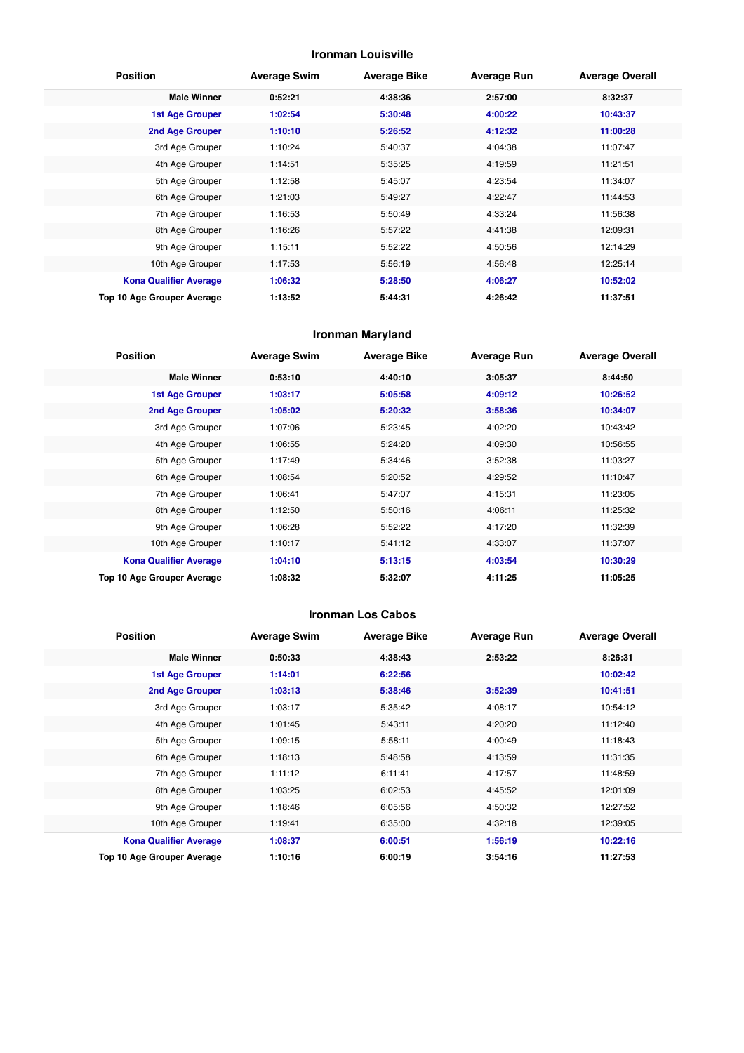## Ironman Louisville

| Position | Average Swim | Average Bike | Average Run | Average Overall |
|---|---|---|---|---|
| **Male Winner** | **0:52:21** | **4:38:36** | **2:57:00** | **8:32:37** |
| **1st Age Grouper** | **1:02:54** | **5:30:48** | **4:00:22** | **10:43:37** |
| **2nd Age Grouper** | **1:10:10** | **5:26:52** | **4:12:32** | **11:00:28** |
| 3rd Age Grouper | 1:10:24 | 5:40:37 | 4:04:38 | 11:07:47 |
| 4th Age Grouper | 1:14:51 | 5:35:25 | 4:19:59 | 11:21:51 |
| 5th Age Grouper | 1:12:58 | 5:45:07 | 4:23:54 | 11:34:07 |
| 6th Age Grouper | 1:21:03 | 5:49:27 | 4:22:47 | 11:44:53 |
| 7th Age Grouper | 1:16:53 | 5:50:49 | 4:33:24 | 11:56:38 |
| 8th Age Grouper | 1:16:26 | 5:57:22 | 4:41:38 | 12:09:31 |
| 9th Age Grouper | 1:15:11 | 5:52:22 | 4:50:56 | 12:14:29 |
| 10th Age Grouper | 1:17:53 | 5:56:19 | 4:56:48 | 12:25:14 |
| **Kona Qualifier Average** | **1:06:32** | **5:28:50** | **4:06:27** | **10:52:02** |
| **Top 10 Age Grouper Average** | **1:13:52** | **5:44:31** | **4:26:42** | **11:37:51** |

## Ironman Maryland

| Position | Average Swim | Average Bike | Average Run | Average Overall |
|---|---|---|---|---|
| **Male Winner** | **0:53:10** | **4:40:10** | **3:05:37** | **8:44:50** |
| **1st Age Grouper** | **1:03:17** | **5:05:58** | **4:09:12** | **10:26:52** |
| **2nd Age Grouper** | **1:05:02** | **5:20:32** | **3:58:36** | **10:34:07** |
| 3rd Age Grouper | 1:07:06 | 5:23:45 | 4:02:20 | 10:43:42 |
| 4th Age Grouper | 1:06:55 | 5:24:20 | 4:09:30 | 10:56:55 |
| 5th Age Grouper | 1:17:49 | 5:34:46 | 3:52:38 | 11:03:27 |
| 6th Age Grouper | 1:08:54 | 5:20:52 | 4:29:52 | 11:10:47 |
| 7th Age Grouper | 1:06:41 | 5:47:07 | 4:15:31 | 11:23:05 |
| 8th Age Grouper | 1:12:50 | 5:50:16 | 4:06:11 | 11:25:32 |
| 9th Age Grouper | 1:06:28 | 5:52:22 | 4:17:20 | 11:32:39 |
| 10th Age Grouper | 1:10:17 | 5:41:12 | 4:33:07 | 11:37:07 |
| **Kona Qualifier Average** | **1:04:10** | **5:13:15** | **4:03:54** | **10:30:29** |
| **Top 10 Age Grouper Average** | **1:08:32** | **5:32:07** | **4:11:25** | **11:05:25** |

## Ironman Los Cabos

| Position | Average Swim | Average Bike | Average Run | Average Overall |
|---|---|---|---|---|
| **Male Winner** | **0:50:33** | **4:38:43** | **2:53:22** | **8:26:31** |
| **1st Age Grouper** | **1:14:01** | **6:22:56** | | **10:02:42** |
| **2nd Age Grouper** | **1:03:13** | **5:38:46** | **3:52:39** | **10:41:51** |
| 3rd Age Grouper | 1:03:17 | 5:35:42 | 4:08:17 | 10:54:12 |
| 4th Age Grouper | 1:01:45 | 5:43:11 | 4:20:20 | 11:12:40 |
| 5th Age Grouper | 1:09:15 | 5:58:11 | 4:00:49 | 11:18:43 |
| 6th Age Grouper | 1:18:13 | 5:48:58 | 4:13:59 | 11:31:35 |
| 7th Age Grouper | 1:11:12 | 6:11:41 | 4:17:57 | 11:48:59 |
| 8th Age Grouper | 1:03:25 | 6:02:53 | 4:45:52 | 12:01:09 |
| 9th Age Grouper | 1:18:46 | 6:05:56 | 4:50:32 | 12:27:52 |
| 10th Age Grouper | 1:19:41 | 6:35:00 | 4:32:18 | 12:39:05 |
| **Kona Qualifier Average** | **1:08:37** | **6:00:51** | **1:56:19** | **10:22:16** |
| **Top 10 Age Grouper Average** | **1:10:16** | **6:00:19** | **3:54:16** | **11:27:53** |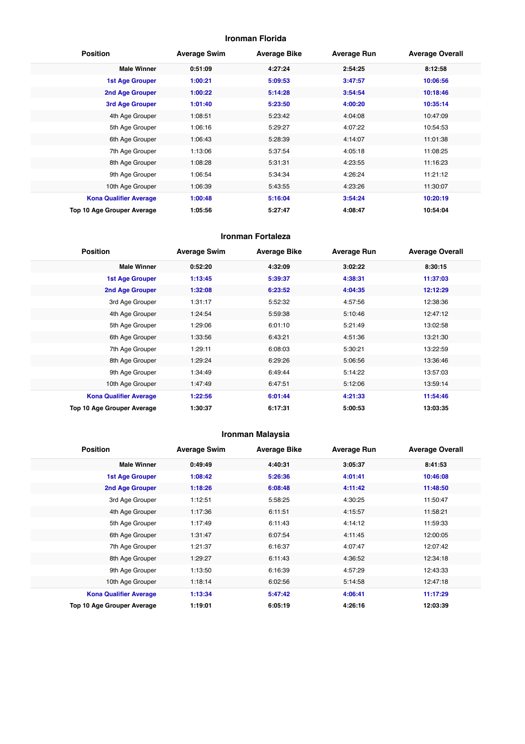### Ironman Florida

| Position | Average Swim | Average Bike | Average Run | Average Overall |
|---|---|---|---|---|
| **Male Winner** | **0:51:09** | **4:27:24** | **2:54:25** | **8:12:58** |
| **1st Age Grouper** | **1:00:21** | **5:09:53** | **3:47:57** | **10:06:56** |
| **2nd Age Grouper** | **1:00:22** | **5:14:28** | **3:54:54** | **10:18:46** |
| **3rd Age Grouper** | **1:01:40** | **5:23:50** | **4:00:20** | **10:35:14** |
| 4th Age Grouper | 1:08:51 | 5:23:42 | 4:04:08 | 10:47:09 |
| 5th Age Grouper | 1:06:16 | 5:29:27 | 4:07:22 | 10:54:53 |
| 6th Age Grouper | 1:06:43 | 5:28:39 | 4:14:07 | 11:01:38 |
| 7th Age Grouper | 1:13:06 | 5:37:54 | 4:05:18 | 11:08:25 |
| 8th Age Grouper | 1:08:28 | 5:31:31 | 4:23:55 | 11:16:23 |
| 9th Age Grouper | 1:06:54 | 5:34:34 | 4:26:24 | 11:21:12 |
| 10th Age Grouper | 1:06:39 | 5:43:55 | 4:23:26 | 11:30:07 |
| **Kona Qualifier Average** | **1:00:48** | **5:16:04** | **3:54:24** | **10:20:19** |
| **Top 10 Age Grouper Average** | **1:05:56** | **5:27:47** | **4:08:47** | **10:54:04** |

### Ironman Fortaleza

| Position | Average Swim | Average Bike | Average Run | Average Overall |
|---|---|---|---|---|
| **Male Winner** | **0:52:20** | **4:32:09** | **3:02:22** | **8:30:15** |
| **1st Age Grouper** | **1:13:45** | **5:39:37** | **4:38:31** | **11:37:03** |
| **2nd Age Grouper** | **1:32:08** | **6:23:52** | **4:04:35** | **12:12:29** |
| 3rd Age Grouper | 1:31:17 | 5:52:32 | 4:57:56 | 12:38:36 |
| 4th Age Grouper | 1:24:54 | 5:59:38 | 5:10:46 | 12:47:12 |
| 5th Age Grouper | 1:29:06 | 6:01:10 | 5:21:49 | 13:02:58 |
| 6th Age Grouper | 1:33:56 | 6:43:21 | 4:51:36 | 13:21:30 |
| 7th Age Grouper | 1:29:11 | 6:08:03 | 5:30:21 | 13:22:59 |
| 8th Age Grouper | 1:29:24 | 6:29:26 | 5:06:56 | 13:36:46 |
| 9th Age Grouper | 1:34:49 | 6:49:44 | 5:14:22 | 13:57:03 |
| 10th Age Grouper | 1:47:49 | 6:47:51 | 5:12:06 | 13:59:14 |
| **Kona Qualifier Average** | **1:22:56** | **6:01:44** | **4:21:33** | **11:54:46** |
| **Top 10 Age Grouper Average** | **1:30:37** | **6:17:31** | **5:00:53** | **13:03:35** |

### Ironman Malaysia

| Position | Average Swim | Average Bike | Average Run | Average Overall |
|---|---|---|---|---|
| **Male Winner** | **0:49:49** | **4:40:31** | **3:05:37** | **8:41:53** |
| **1st Age Grouper** | **1:08:42** | **5:26:36** | **4:01:41** | **10:46:08** |
| **2nd Age Grouper** | **1:18:26** | **6:08:48** | **4:11:42** | **11:48:50** |
| 3rd Age Grouper | 1:12:51 | 5:58:25 | 4:30:25 | 11:50:47 |
| 4th Age Grouper | 1:17:36 | 6:11:51 | 4:15:57 | 11:58:21 |
| 5th Age Grouper | 1:17:49 | 6:11:43 | 4:14:12 | 11:59:33 |
| 6th Age Grouper | 1:31:47 | 6:07:54 | 4:11:45 | 12:00:05 |
| 7th Age Grouper | 1:21:37 | 6:16:37 | 4:07:47 | 12:07:42 |
| 8th Age Grouper | 1:29:27 | 6:11:43 | 4:36:52 | 12:34:18 |
| 9th Age Grouper | 1:13:50 | 6:16:39 | 4:57:29 | 12:43:33 |
| 10th Age Grouper | 1:18:14 | 6:02:56 | 5:14:58 | 12:47:18 |
| **Kona Qualifier Average** | **1:13:34** | **5:47:42** | **4:06:41** | **11:17:29** |
| **Top 10 Age Grouper Average** | **1:19:01** | **6:05:19** | **4:26:16** | **12:03:39** |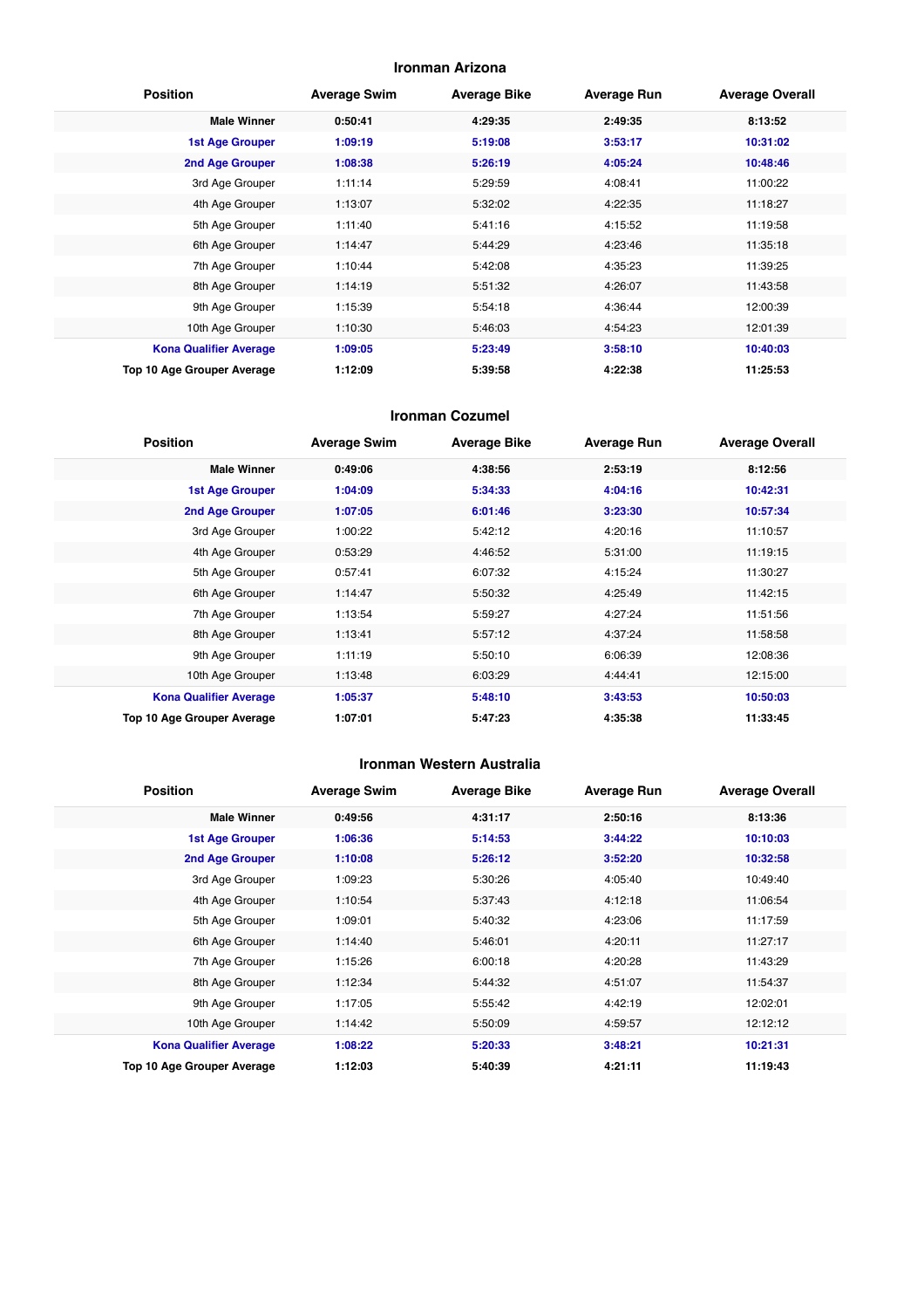## Ironman Arizona

| Position | Average Swim | Average Bike | Average Run | Average Overall |
|---|---|---|---|---|
| **Male Winner** | **0:50:41** | **4:29:35** | **2:49:35** | **8:13:52** |
| **1st Age Grouper** | **1:09:19** | **5:19:08** | **3:53:17** | **10:31:02** |
| **2nd Age Grouper** | **1:08:38** | **5:26:19** | **4:05:24** | **10:48:46** |
| 3rd Age Grouper | 1:11:14 | 5:29:59 | 4:08:41 | 11:00:22 |
| 4th Age Grouper | 1:13:07 | 5:32:02 | 4:22:35 | 11:18:27 |
| 5th Age Grouper | 1:11:40 | 5:41:16 | 4:15:52 | 11:19:58 |
| 6th Age Grouper | 1:14:47 | 5:44:29 | 4:23:46 | 11:35:18 |
| 7th Age Grouper | 1:10:44 | 5:42:08 | 4:35:23 | 11:39:25 |
| 8th Age Grouper | 1:14:19 | 5:51:32 | 4:26:07 | 11:43:58 |
| 9th Age Grouper | 1:15:39 | 5:54:18 | 4:36:44 | 12:00:39 |
| 10th Age Grouper | 1:10:30 | 5:46:03 | 4:54:23 | 12:01:39 |
| **Kona Qualifier Average** | **1:09:05** | **5:23:49** | **3:58:10** | **10:40:03** |
| **Top 10 Age Grouper Average** | **1:12:09** | **5:39:58** | **4:22:38** | **11:25:53** |

## Ironman Cozumel

| Position | Average Swim | Average Bike | Average Run | Average Overall |
|---|---|---|---|---|
| **Male Winner** | **0:49:06** | **4:38:56** | **2:53:19** | **8:12:56** |
| **1st Age Grouper** | **1:04:09** | **5:34:33** | **4:04:16** | **10:42:31** |
| **2nd Age Grouper** | **1:07:05** | **6:01:46** | **3:23:30** | **10:57:34** |
| 3rd Age Grouper | 1:00:22 | 5:42:12 | 4:20:16 | 11:10:57 |
| 4th Age Grouper | 0:53:29 | 4:46:52 | 5:31:00 | 11:19:15 |
| 5th Age Grouper | 0:57:41 | 6:07:32 | 4:15:24 | 11:30:27 |
| 6th Age Grouper | 1:14:47 | 5:50:32 | 4:25:49 | 11:42:15 |
| 7th Age Grouper | 1:13:54 | 5:59:27 | 4:27:24 | 11:51:56 |
| 8th Age Grouper | 1:13:41 | 5:57:12 | 4:37:24 | 11:58:58 |
| 9th Age Grouper | 1:11:19 | 5:50:10 | 6:06:39 | 12:08:36 |
| 10th Age Grouper | 1:13:48 | 6:03:29 | 4:44:41 | 12:15:00 |
| **Kona Qualifier Average** | **1:05:37** | **5:48:10** | **3:43:53** | **10:50:03** |
| **Top 10 Age Grouper Average** | **1:07:01** | **5:47:23** | **4:35:38** | **11:33:45** |

## Ironman Western Australia

| Position | Average Swim | Average Bike | Average Run | Average Overall |
|---|---|---|---|---|
| **Male Winner** | **0:49:56** | **4:31:17** | **2:50:16** | **8:13:36** |
| **1st Age Grouper** | **1:06:36** | **5:14:53** | **3:44:22** | **10:10:03** |
| **2nd Age Grouper** | **1:10:08** | **5:26:12** | **3:52:20** | **10:32:58** |
| 3rd Age Grouper | 1:09:23 | 5:30:26 | 4:05:40 | 10:49:40 |
| 4th Age Grouper | 1:10:54 | 5:37:43 | 4:12:18 | 11:06:54 |
| 5th Age Grouper | 1:09:01 | 5:40:32 | 4:23:06 | 11:17:59 |
| 6th Age Grouper | 1:14:40 | 5:46:01 | 4:20:11 | 11:27:17 |
| 7th Age Grouper | 1:15:26 | 6:00:18 | 4:20:28 | 11:43:29 |
| 8th Age Grouper | 1:12:34 | 5:44:32 | 4:51:07 | 11:54:37 |
| 9th Age Grouper | 1:17:05 | 5:55:42 | 4:42:19 | 12:02:01 |
| 10th Age Grouper | 1:14:42 | 5:50:09 | 4:59:57 | 12:12:12 |
| **Kona Qualifier Average** | **1:08:22** | **5:20:33** | **3:48:21** | **10:21:31** |
| **Top 10 Age Grouper Average** | **1:12:03** | **5:40:39** | **4:21:11** | **11:19:43** |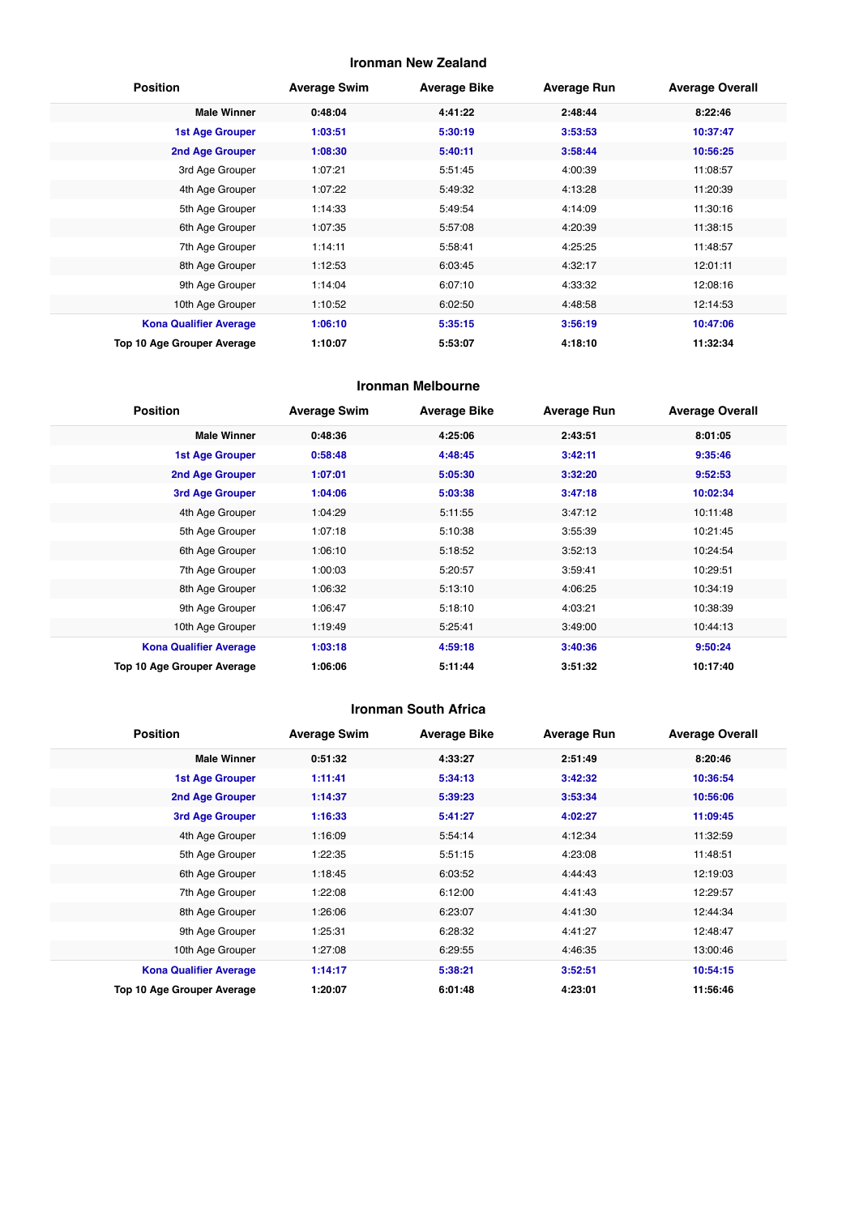### Ironman New Zealand

| Position | Average Swim | Average Bike | Average Run | Average Overall |
|---|---|---|---|---|
| **Male Winner** | **0:48:04** | **4:41:22** | **2:48:44** | **8:22:46** |
| **1st Age Grouper** | **1:03:51** | **5:30:19** | **3:53:53** | **10:37:47** |
| **2nd Age Grouper** | **1:08:30** | **5:40:11** | **3:58:44** | **10:56:25** |
| 3rd Age Grouper | 1:07:21 | 5:51:45 | 4:00:39 | 11:08:57 |
| 4th Age Grouper | 1:07:22 | 5:49:32 | 4:13:28 | 11:20:39 |
| 5th Age Grouper | 1:14:33 | 5:49:54 | 4:14:09 | 11:30:16 |
| 6th Age Grouper | 1:07:35 | 5:57:08 | 4:20:39 | 11:38:15 |
| 7th Age Grouper | 1:14:11 | 5:58:41 | 4:25:25 | 11:48:57 |
| 8th Age Grouper | 1:12:53 | 6:03:45 | 4:32:17 | 12:01:11 |
| 9th Age Grouper | 1:14:04 | 6:07:10 | 4:33:32 | 12:08:16 |
| 10th Age Grouper | 1:10:52 | 6:02:50 | 4:48:58 | 12:14:53 |
| **Kona Qualifier Average** | **1:06:10** | **5:35:15** | **3:56:19** | **10:47:06** |
| **Top 10 Age Grouper Average** | **1:10:07** | **5:53:07** | **4:18:10** | **11:32:34** |

### Ironman Melbourne

| Position | Average Swim | Average Bike | Average Run | Average Overall |
|---|---|---|---|---|
| **Male Winner** | **0:48:36** | **4:25:06** | **2:43:51** | **8:01:05** |
| **1st Age Grouper** | **0:58:48** | **4:48:45** | **3:42:11** | **9:35:46** |
| **2nd Age Grouper** | **1:07:01** | **5:05:30** | **3:32:20** | **9:52:53** |
| **3rd Age Grouper** | **1:04:06** | **5:03:38** | **3:47:18** | **10:02:34** |
| 4th Age Grouper | 1:04:29 | 5:11:55 | 3:47:12 | 10:11:48 |
| 5th Age Grouper | 1:07:18 | 5:10:38 | 3:55:39 | 10:21:45 |
| 6th Age Grouper | 1:06:10 | 5:18:52 | 3:52:13 | 10:24:54 |
| 7th Age Grouper | 1:00:03 | 5:20:57 | 3:59:41 | 10:29:51 |
| 8th Age Grouper | 1:06:32 | 5:13:10 | 4:06:25 | 10:34:19 |
| 9th Age Grouper | 1:06:47 | 5:18:10 | 4:03:21 | 10:38:39 |
| 10th Age Grouper | 1:19:49 | 5:25:41 | 3:49:00 | 10:44:13 |
| **Kona Qualifier Average** | **1:03:18** | **4:59:18** | **3:40:36** | **9:50:24** |
| **Top 10 Age Grouper Average** | **1:06:06** | **5:11:44** | **3:51:32** | **10:17:40** |

### Ironman South Africa

| Position | Average Swim | Average Bike | Average Run | Average Overall |
|---|---|---|---|---|
| **Male Winner** | **0:51:32** | **4:33:27** | **2:51:49** | **8:20:46** |
| **1st Age Grouper** | **1:11:41** | **5:34:13** | **3:42:32** | **10:36:54** |
| **2nd Age Grouper** | **1:14:37** | **5:39:23** | **3:53:34** | **10:56:06** |
| **3rd Age Grouper** | **1:16:33** | **5:41:27** | **4:02:27** | **11:09:45** |
| 4th Age Grouper | 1:16:09 | 5:54:14 | 4:12:34 | 11:32:59 |
| 5th Age Grouper | 1:22:35 | 5:51:15 | 4:23:08 | 11:48:51 |
| 6th Age Grouper | 1:18:45 | 6:03:52 | 4:44:43 | 12:19:03 |
| 7th Age Grouper | 1:22:08 | 6:12:00 | 4:41:43 | 12:29:57 |
| 8th Age Grouper | 1:26:06 | 6:23:07 | 4:41:30 | 12:44:34 |
| 9th Age Grouper | 1:25:31 | 6:28:32 | 4:41:27 | 12:48:47 |
| 10th Age Grouper | 1:27:08 | 6:29:55 | 4:46:35 | 13:00:46 |
| **Kona Qualifier Average** | **1:14:17** | **5:38:21** | **3:52:51** | **10:54:15** |
| **Top 10 Age Grouper Average** | **1:20:07** | **6:01:48** | **4:23:01** | **11:56:46** |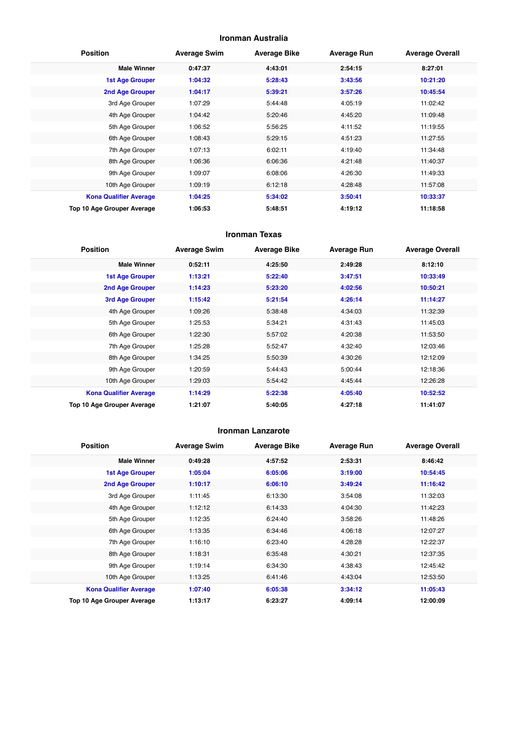### Ironman Australia

| Position | Average Swim | Average Bike | Average Run | Average Overall |
|---|---|---|---|---|
| **Male Winner** | **0:47:37** | **4:43:01** | **2:54:15** | **8:27:01** |
| **1st Age Grouper** | **1:04:32** | **5:28:43** | **3:43:56** | **10:21:20** |
| **2nd Age Grouper** | **1:04:17** | **5:39:21** | **3:57:26** | **10:45:54** |
| 3rd Age Grouper | 1:07:29 | 5:44:48 | 4:05:19 | 11:02:42 |
| 4th Age Grouper | 1:04:42 | 5:20:46 | 4:45:20 | 11:09:48 |
| 5th Age Grouper | 1:06:52 | 5:56:25 | 4:11:52 | 11:19:55 |
| 6th Age Grouper | 1:08:43 | 5:29:15 | 4:51:23 | 11:27:55 |
| 7th Age Grouper | 1:07:13 | 6:02:11 | 4:19:40 | 11:34:48 |
| 8th Age Grouper | 1:06:36 | 6:06:36 | 4:21:48 | 11:40:37 |
| 9th Age Grouper | 1:09:07 | 6:08:06 | 4:26:30 | 11:49:33 |
| 10th Age Grouper | 1:09:19 | 6:12:18 | 4:28:48 | 11:57:08 |
| **Kona Qualifier Average** | **1:04:25** | **5:34:02** | **3:50:41** | **10:33:37** |
| **Top 10 Age Grouper Average** | **1:06:53** | **5:48:51** | **4:19:12** | **11:18:58** |

### Ironman Texas

| Position | Average Swim | Average Bike | Average Run | Average Overall |
|---|---|---|---|---|
| **Male Winner** | **0:52:11** | **4:25:50** | **2:49:28** | **8:12:10** |
| **1st Age Grouper** | **1:13:21** | **5:22:40** | **3:47:51** | **10:33:49** |
| **2nd Age Grouper** | **1:14:23** | **5:23:20** | **4:02:56** | **10:50:21** |
| **3rd Age Grouper** | **1:15:42** | **5:21:54** | **4:26:14** | **11:14:27** |
| 4th Age Grouper | 1:09:26 | 5:38:48 | 4:34:03 | 11:32:39 |
| 5th Age Grouper | 1:25:53 | 5:34:21 | 4:31:43 | 11:45:03 |
| 6th Age Grouper | 1:22:30 | 5:57:02 | 4:20:38 | 11:53:50 |
| 7th Age Grouper | 1:25:28 | 5:52:47 | 4:32:40 | 12:03:46 |
| 8th Age Grouper | 1:34:25 | 5:50:39 | 4:30:26 | 12:12:09 |
| 9th Age Grouper | 1:20:59 | 5:44:43 | 5:00:44 | 12:18:36 |
| 10th Age Grouper | 1:29:03 | 5:54:42 | 4:45:44 | 12:26:28 |
| **Kona Qualifier Average** | **1:14:29** | **5:22:38** | **4:05:40** | **10:52:52** |
| **Top 10 Age Grouper Average** | **1:21:07** | **5:40:05** | **4:27:18** | **11:41:07** |

### Ironman Lanzarote

| Position | Average Swim | Average Bike | Average Run | Average Overall |
|---|---|---|---|---|
| **Male Winner** | **0:49:28** | **4:57:52** | **2:53:31** | **8:46:42** |
| **1st Age Grouper** | **1:05:04** | **6:05:06** | **3:19:00** | **10:54:45** |
| **2nd Age Grouper** | **1:10:17** | **6:06:10** | **3:49:24** | **11:16:42** |
| 3rd Age Grouper | 1:11:45 | 6:13:30 | 3:54:08 | 11:32:03 |
| 4th Age Grouper | 1:12:12 | 6:14:33 | 4:04:30 | 11:42:23 |
| 5th Age Grouper | 1:12:35 | 6:24:40 | 3:58:26 | 11:48:26 |
| 6th Age Grouper | 1:13:35 | 6:34:46 | 4:06:18 | 12:07:27 |
| 7th Age Grouper | 1:16:10 | 6:23:40 | 4:28:28 | 12:22:37 |
| 8th Age Grouper | 1:18:31 | 6:35:48 | 4:30:21 | 12:37:35 |
| 9th Age Grouper | 1:19:14 | 6:34:30 | 4:38:43 | 12:45:42 |
| 10th Age Grouper | 1:13:25 | 6:41:46 | 4:43:04 | 12:53:50 |
| **Kona Qualifier Average** | **1:07:40** | **6:05:38** | **3:34:12** | **11:05:43** |
| **Top 10 Age Grouper Average** | **1:13:17** | **6:23:27** | **4:09:14** | **12:00:09** |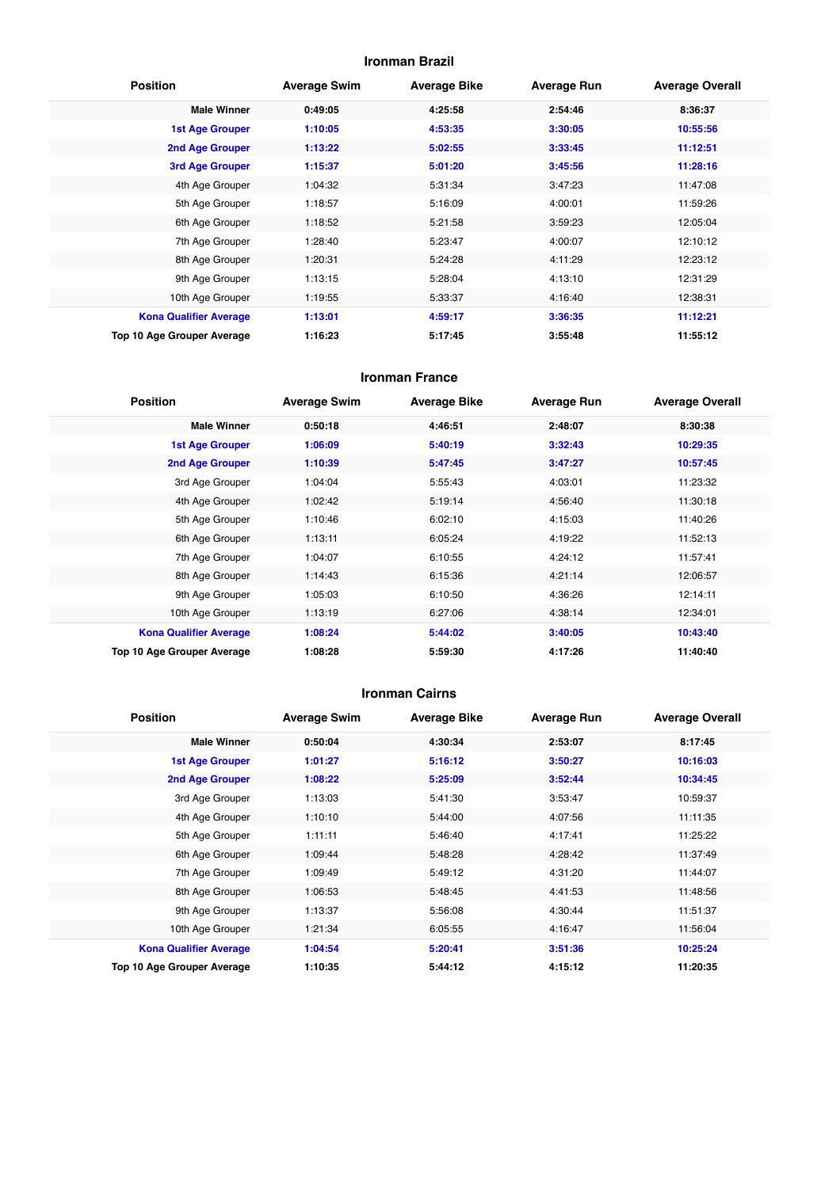### Ironman Brazil

| Position | Average Swim | Average Bike | Average Run | Average Overall |
|---|---|---|---|---|
| **Male Winner** | **0:49:05** | **4:25:58** | **2:54:46** | **8:36:37** |
| **1st Age Grouper** | **1:10:05** | **4:53:35** | **3:30:05** | **10:55:56** |
| **2nd Age Grouper** | **1:13:22** | **5:02:55** | **3:33:45** | **11:12:51** |
| **3rd Age Grouper** | **1:15:37** | **5:01:20** | **3:45:56** | **11:28:16** |
| 4th Age Grouper | 1:04:32 | 5:31:34 | 3:47:23 | 11:47:08 |
| 5th Age Grouper | 1:18:57 | 5:16:09 | 4:00:01 | 11:59:26 |
| 6th Age Grouper | 1:18:52 | 5:21:58 | 3:59:23 | 12:05:04 |
| 7th Age Grouper | 1:28:40 | 5:23:47 | 4:00:07 | 12:10:12 |
| 8th Age Grouper | 1:20:31 | 5:24:28 | 4:11:29 | 12:23:12 |
| 9th Age Grouper | 1:13:15 | 5:28:04 | 4:13:10 | 12:31:29 |
| 10th Age Grouper | 1:19:55 | 5:33:37 | 4:16:40 | 12:38:31 |
| **Kona Qualifier Average** | **1:13:01** | **4:59:17** | **3:36:35** | **11:12:21** |
| **Top 10 Age Grouper Average** | **1:16:23** | **5:17:45** | **3:55:48** | **11:55:12** |

### Ironman France

| Position | Average Swim | Average Bike | Average Run | Average Overall |
|---|---|---|---|---|
| **Male Winner** | **0:50:18** | **4:46:51** | **2:48:07** | **8:30:38** |
| **1st Age Grouper** | **1:06:09** | **5:40:19** | **3:32:43** | **10:29:35** |
| **2nd Age Grouper** | **1:10:39** | **5:47:45** | **3:47:27** | **10:57:45** |
| 3rd Age Grouper | 1:04:04 | 5:55:43 | 4:03:01 | 11:23:32 |
| 4th Age Grouper | 1:02:42 | 5:19:14 | 4:56:40 | 11:30:18 |
| 5th Age Grouper | 1:10:46 | 6:02:10 | 4:15:03 | 11:40:26 |
| 6th Age Grouper | 1:13:11 | 6:05:24 | 4:19:22 | 11:52:13 |
| 7th Age Grouper | 1:04:07 | 6:10:55 | 4:24:12 | 11:57:41 |
| 8th Age Grouper | 1:14:43 | 6:15:36 | 4:21:14 | 12:06:57 |
| 9th Age Grouper | 1:05:03 | 6:10:50 | 4:36:26 | 12:14:11 |
| 10th Age Grouper | 1:13:19 | 6:27:06 | 4:38:14 | 12:34:01 |
| **Kona Qualifier Average** | **1:08:24** | **5:44:02** | **3:40:05** | **10:43:40** |
| **Top 10 Age Grouper Average** | **1:08:28** | **5:59:30** | **4:17:26** | **11:40:40** |

### Ironman Cairns

| Position | Average Swim | Average Bike | Average Run | Average Overall |
|---|---|---|---|---|
| **Male Winner** | **0:50:04** | **4:30:34** | **2:53:07** | **8:17:45** |
| **1st Age Grouper** | **1:01:27** | **5:16:12** | **3:50:27** | **10:16:03** |
| **2nd Age Grouper** | **1:08:22** | **5:25:09** | **3:52:44** | **10:34:45** |
| 3rd Age Grouper | 1:13:03 | 5:41:30 | 3:53:47 | 10:59:37 |
| 4th Age Grouper | 1:10:10 | 5:44:00 | 4:07:56 | 11:11:35 |
| 5th Age Grouper | 1:11:11 | 5:46:40 | 4:17:41 | 11:25:22 |
| 6th Age Grouper | 1:09:44 | 5:48:28 | 4:28:42 | 11:37:49 |
| 7th Age Grouper | 1:09:49 | 5:49:12 | 4:31:20 | 11:44:07 |
| 8th Age Grouper | 1:06:53 | 5:48:45 | 4:41:53 | 11:48:56 |
| 9th Age Grouper | 1:13:37 | 5:56:08 | 4:30:44 | 11:51:37 |
| 10th Age Grouper | 1:21:34 | 6:05:55 | 4:16:47 | 11:56:04 |
| **Kona Qualifier Average** | **1:04:54** | **5:20:41** | **3:51:36** | **10:25:24** |
| **Top 10 Age Grouper Average** | **1:10:35** | **5:44:12** | **4:15:12** | **11:20:35** |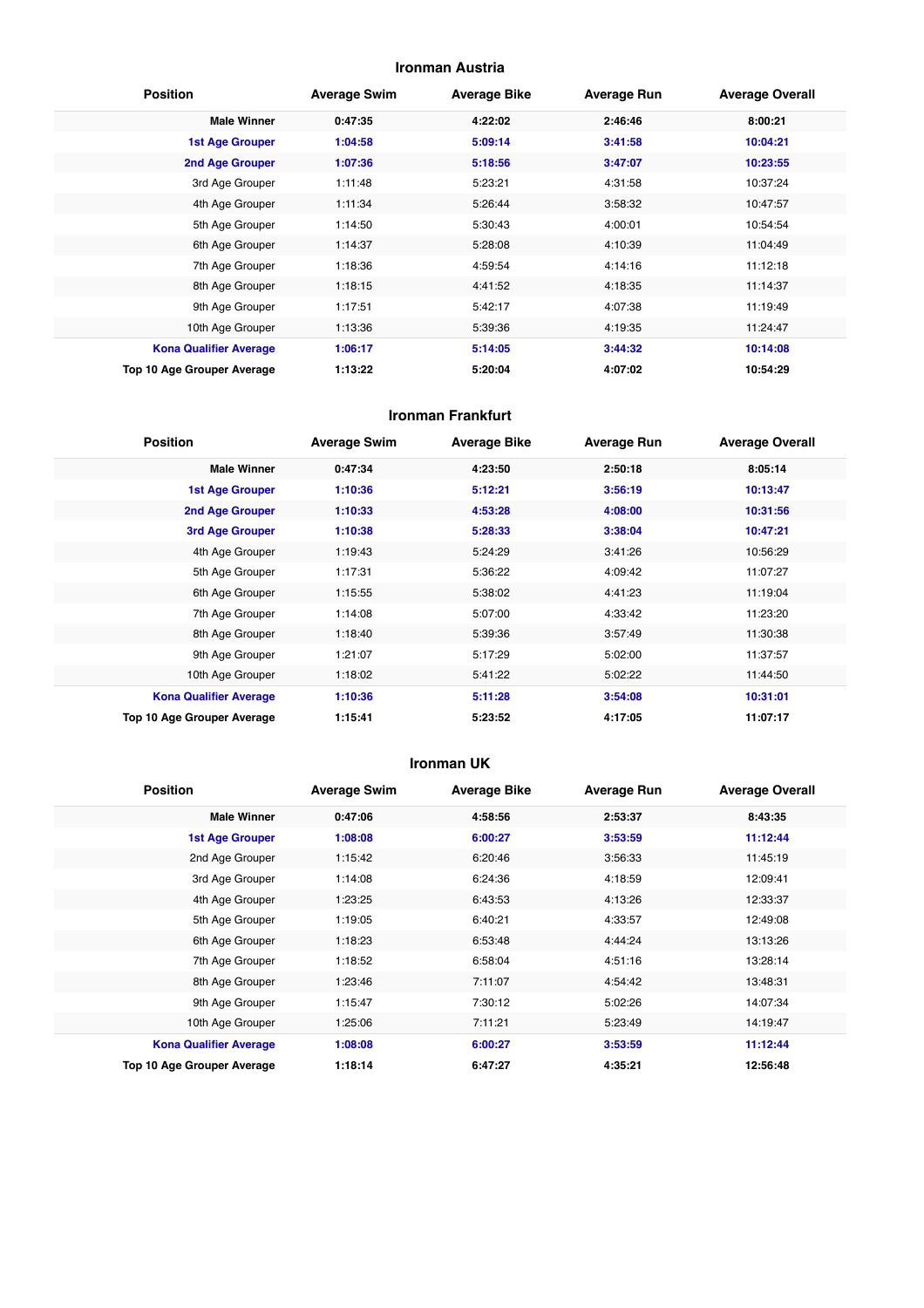## Ironman Austria

| Position | Average Swim | Average Bike | Average Run | Average Overall |
|---|---|---|---|---|
| **Male Winner** | **0:47:35** | **4:22:02** | **2:46:46** | **8:00:21** |
| **1st Age Grouper** | **1:04:58** | **5:09:14** | **3:41:58** | **10:04:21** |
| **2nd Age Grouper** | **1:07:36** | **5:18:56** | **3:47:07** | **10:23:55** |
| 3rd Age Grouper | 1:11:48 | 5:23:21 | 4:31:58 | 10:37:24 |
| 4th Age Grouper | 1:11:34 | 5:26:44 | 3:58:32 | 10:47:57 |
| 5th Age Grouper | 1:14:50 | 5:30:43 | 4:00:01 | 10:54:54 |
| 6th Age Grouper | 1:14:37 | 5:28:08 | 4:10:39 | 11:04:49 |
| 7th Age Grouper | 1:18:36 | 4:59:54 | 4:14:16 | 11:12:18 |
| 8th Age Grouper | 1:18:15 | 4:41:52 | 4:18:35 | 11:14:37 |
| 9th Age Grouper | 1:17:51 | 5:42:17 | 4:07:38 | 11:19:49 |
| 10th Age Grouper | 1:13:36 | 5:39:36 | 4:19:35 | 11:24:47 |
| **Kona Qualifier Average** | **1:06:17** | **5:14:05** | **3:44:32** | **10:14:08** |
| **Top 10 Age Grouper Average** | **1:13:22** | **5:20:04** | **4:07:02** | **10:54:29** |

## Ironman Frankfurt

| Position | Average Swim | Average Bike | Average Run | Average Overall |
|---|---|---|---|---|
| **Male Winner** | **0:47:34** | **4:23:50** | **2:50:18** | **8:05:14** |
| **1st Age Grouper** | **1:10:36** | **5:12:21** | **3:56:19** | **10:13:47** |
| **2nd Age Grouper** | **1:10:33** | **4:53:28** | **4:08:00** | **10:31:56** |
| **3rd Age Grouper** | **1:10:38** | **5:28:33** | **3:38:04** | **10:47:21** |
| 4th Age Grouper | 1:19:43 | 5:24:29 | 3:41:26 | 10:56:29 |
| 5th Age Grouper | 1:17:31 | 5:36:22 | 4:09:42 | 11:07:27 |
| 6th Age Grouper | 1:15:55 | 5:38:02 | 4:41:23 | 11:19:04 |
| 7th Age Grouper | 1:14:08 | 5:07:00 | 4:33:42 | 11:23:20 |
| 8th Age Grouper | 1:18:40 | 5:39:36 | 3:57:49 | 11:30:38 |
| 9th Age Grouper | 1:21:07 | 5:17:29 | 5:02:00 | 11:37:57 |
| 10th Age Grouper | 1:18:02 | 5:41:22 | 5:02:22 | 11:44:50 |
| **Kona Qualifier Average** | **1:10:36** | **5:11:28** | **3:54:08** | **10:31:01** |
| **Top 10 Age Grouper Average** | **1:15:41** | **5:23:52** | **4:17:05** | **11:07:17** |

## Ironman UK

| Position | Average Swim | Average Bike | Average Run | Average Overall |
|---|---|---|---|---|
| **Male Winner** | **0:47:06** | **4:58:56** | **2:53:37** | **8:43:35** |
| **1st Age Grouper** | **1:08:08** | **6:00:27** | **3:53:59** | **11:12:44** |
| 2nd Age Grouper | 1:15:42 | 6:20:46 | 3:56:33 | 11:45:19 |
| 3rd Age Grouper | 1:14:08 | 6:24:36 | 4:18:59 | 12:09:41 |
| 4th Age Grouper | 1:23:25 | 6:43:53 | 4:13:26 | 12:33:37 |
| 5th Age Grouper | 1:19:05 | 6:40:21 | 4:33:57 | 12:49:08 |
| 6th Age Grouper | 1:18:23 | 6:53:48 | 4:44:24 | 13:13:26 |
| 7th Age Grouper | 1:18:52 | 6:58:04 | 4:51:16 | 13:28:14 |
| 8th Age Grouper | 1:23:46 | 7:11:07 | 4:54:42 | 13:48:31 |
| 9th Age Grouper | 1:15:47 | 7:30:12 | 5:02:26 | 14:07:34 |
| 10th Age Grouper | 1:25:06 | 7:11:21 | 5:23:49 | 14:19:47 |
| **Kona Qualifier Average** | **1:08:08** | **6:00:27** | **3:53:59** | **11:12:44** |
| **Top 10 Age Grouper Average** | **1:18:14** | **6:47:27** | **4:35:21** | **12:56:48** |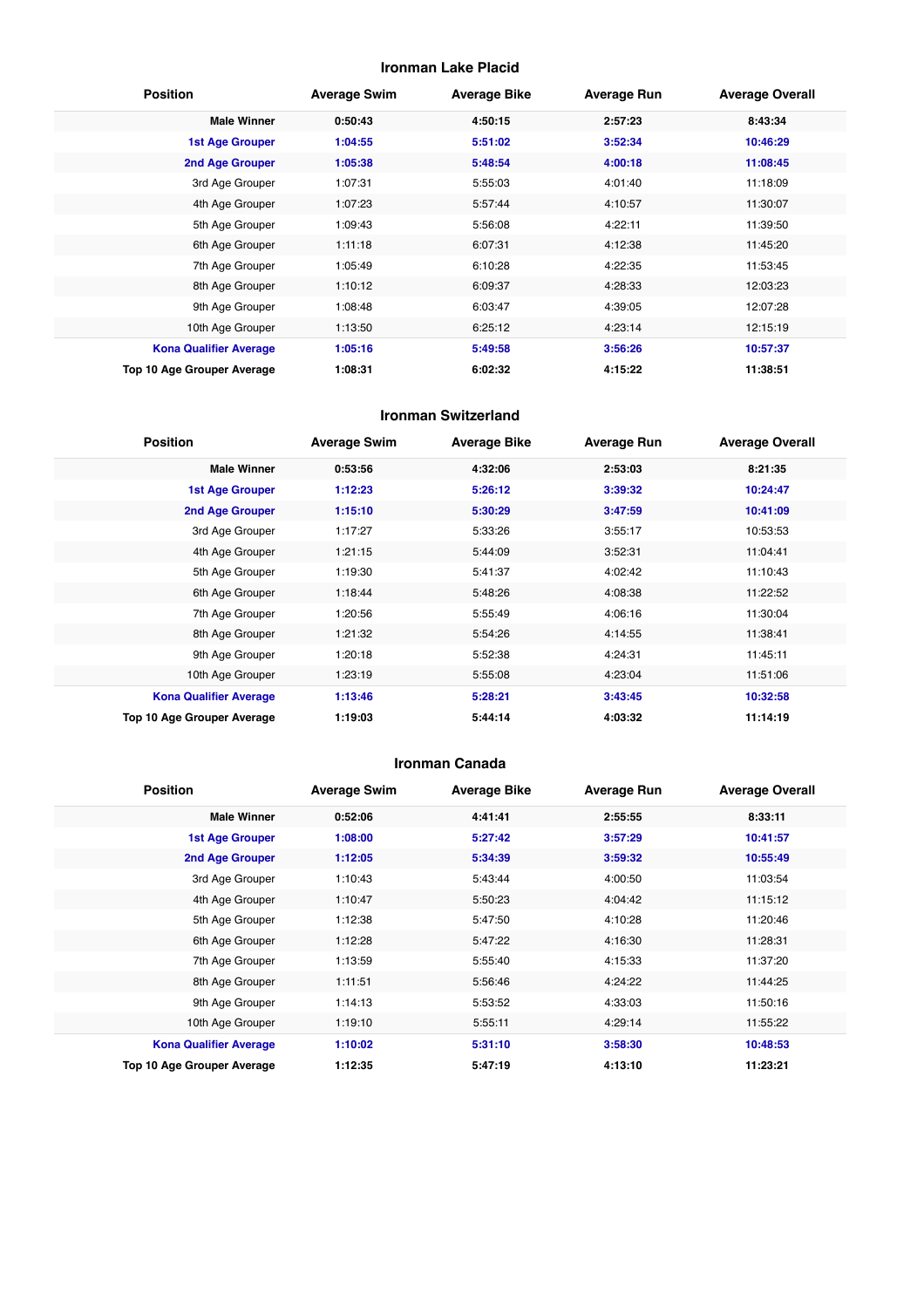### Ironman Lake Placid

| Position | Average Swim | Average Bike | Average Run | Average Overall |
|---|---|---|---|---|
| **Male Winner** | **0:50:43** | **4:50:15** | **2:57:23** | **8:43:34** |
| **1st Age Grouper** | **1:04:55** | **5:51:02** | **3:52:34** | **10:46:29** |
| **2nd Age Grouper** | **1:05:38** | **5:48:54** | **4:00:18** | **11:08:45** |
| 3rd Age Grouper | 1:07:31 | 5:55:03 | 4:01:40 | 11:18:09 |
| 4th Age Grouper | 1:07:23 | 5:57:44 | 4:10:57 | 11:30:07 |
| 5th Age Grouper | 1:09:43 | 5:56:08 | 4:22:11 | 11:39:50 |
| 6th Age Grouper | 1:11:18 | 6:07:31 | 4:12:38 | 11:45:20 |
| 7th Age Grouper | 1:05:49 | 6:10:28 | 4:22:35 | 11:53:45 |
| 8th Age Grouper | 1:10:12 | 6:09:37 | 4:28:33 | 12:03:23 |
| 9th Age Grouper | 1:08:48 | 6:03:47 | 4:39:05 | 12:07:28 |
| 10th Age Grouper | 1:13:50 | 6:25:12 | 4:23:14 | 12:15:19 |
| **Kona Qualifier Average** | **1:05:16** | **5:49:58** | **3:56:26** | **10:57:37** |
| **Top 10 Age Grouper Average** | **1:08:31** | **6:02:32** | **4:15:22** | **11:38:51** |

### Ironman Switzerland

| Position | Average Swim | Average Bike | Average Run | Average Overall |
|---|---|---|---|---|
| **Male Winner** | **0:53:56** | **4:32:06** | **2:53:03** | **8:21:35** |
| **1st Age Grouper** | **1:12:23** | **5:26:12** | **3:39:32** | **10:24:47** |
| **2nd Age Grouper** | **1:15:10** | **5:30:29** | **3:47:59** | **10:41:09** |
| 3rd Age Grouper | 1:17:27 | 5:33:26 | 3:55:17 | 10:53:53 |
| 4th Age Grouper | 1:21:15 | 5:44:09 | 3:52:31 | 11:04:41 |
| 5th Age Grouper | 1:19:30 | 5:41:37 | 4:02:42 | 11:10:43 |
| 6th Age Grouper | 1:18:44 | 5:48:26 | 4:08:38 | 11:22:52 |
| 7th Age Grouper | 1:20:56 | 5:55:49 | 4:06:16 | 11:30:04 |
| 8th Age Grouper | 1:21:32 | 5:54:26 | 4:14:55 | 11:38:41 |
| 9th Age Grouper | 1:20:18 | 5:52:38 | 4:24:31 | 11:45:11 |
| 10th Age Grouper | 1:23:19 | 5:55:08 | 4:23:04 | 11:51:06 |
| **Kona Qualifier Average** | **1:13:46** | **5:28:21** | **3:43:45** | **10:32:58** |
| **Top 10 Age Grouper Average** | **1:19:03** | **5:44:14** | **4:03:32** | **11:14:19** |

### Ironman Canada

| Position | Average Swim | Average Bike | Average Run | Average Overall |
|---|---|---|---|---|
| **Male Winner** | **0:52:06** | **4:41:41** | **2:55:55** | **8:33:11** |
| **1st Age Grouper** | **1:08:00** | **5:27:42** | **3:57:29** | **10:41:57** |
| **2nd Age Grouper** | **1:12:05** | **5:34:39** | **3:59:32** | **10:55:49** |
| 3rd Age Grouper | 1:10:43 | 5:43:44 | 4:00:50 | 11:03:54 |
| 4th Age Grouper | 1:10:47 | 5:50:23 | 4:04:42 | 11:15:12 |
| 5th Age Grouper | 1:12:38 | 5:47:50 | 4:10:28 | 11:20:46 |
| 6th Age Grouper | 1:12:28 | 5:47:22 | 4:16:30 | 11:28:31 |
| 7th Age Grouper | 1:13:59 | 5:55:40 | 4:15:33 | 11:37:20 |
| 8th Age Grouper | 1:11:51 | 5:56:46 | 4:24:22 | 11:44:25 |
| 9th Age Grouper | 1:14:13 | 5:53:52 | 4:33:03 | 11:50:16 |
| 10th Age Grouper | 1:19:10 | 5:55:11 | 4:29:14 | 11:55:22 |
| **Kona Qualifier Average** | **1:10:02** | **5:31:10** | **3:58:30** | **10:48:53** |
| **Top 10 Age Grouper Average** | **1:12:35** | **5:47:19** | **4:13:10** | **11:23:21** |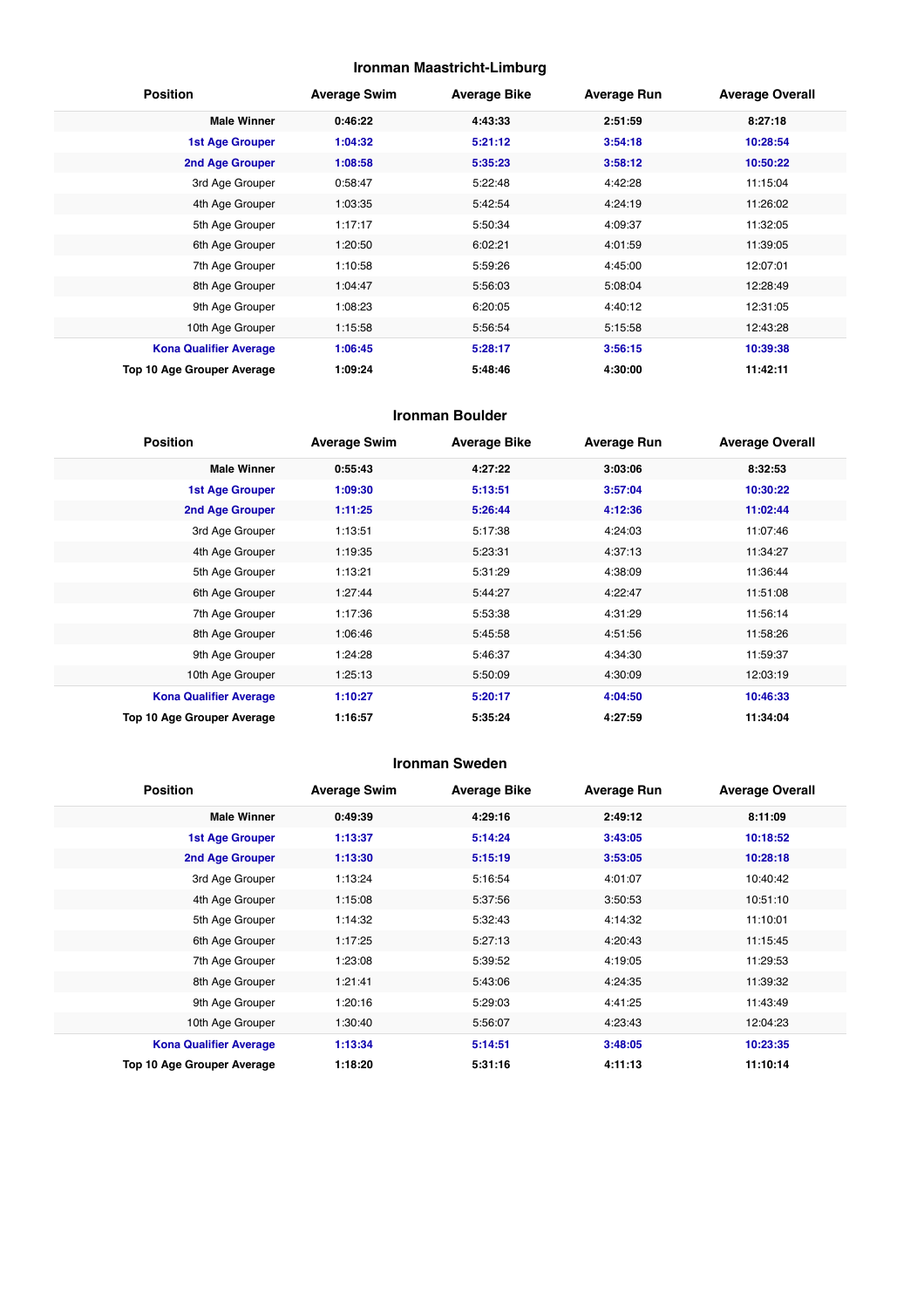## Ironman Maastricht-Limburg

| Position | Average Swim | Average Bike | Average Run | Average Overall |
|---|---|---|---|---|
| **Male Winner** | **0:46:22** | **4:43:33** | **2:51:59** | **8:27:18** |
| **1st Age Grouper** | **1:04:32** | **5:21:12** | **3:54:18** | **10:28:54** |
| **2nd Age Grouper** | **1:08:58** | **5:35:23** | **3:58:12** | **10:50:22** |
| 3rd Age Grouper | 0:58:47 | 5:22:48 | 4:42:28 | 11:15:04 |
| 4th Age Grouper | 1:03:35 | 5:42:54 | 4:24:19 | 11:26:02 |
| 5th Age Grouper | 1:17:17 | 5:50:34 | 4:09:37 | 11:32:05 |
| 6th Age Grouper | 1:20:50 | 6:02:21 | 4:01:59 | 11:39:05 |
| 7th Age Grouper | 1:10:58 | 5:59:26 | 4:45:00 | 12:07:01 |
| 8th Age Grouper | 1:04:47 | 5:56:03 | 5:08:04 | 12:28:49 |
| 9th Age Grouper | 1:08:23 | 6:20:05 | 4:40:12 | 12:31:05 |
| 10th Age Grouper | 1:15:58 | 5:56:54 | 5:15:58 | 12:43:28 |
| **Kona Qualifier Average** | **1:06:45** | **5:28:17** | **3:56:15** | **10:39:38** |
| **Top 10 Age Grouper Average** | **1:09:24** | **5:48:46** | **4:30:00** | **11:42:11** |

## Ironman Boulder

| Position | Average Swim | Average Bike | Average Run | Average Overall |
|---|---|---|---|---|
| **Male Winner** | **0:55:43** | **4:27:22** | **3:03:06** | **8:32:53** |
| **1st Age Grouper** | **1:09:30** | **5:13:51** | **3:57:04** | **10:30:22** |
| **2nd Age Grouper** | **1:11:25** | **5:26:44** | **4:12:36** | **11:02:44** |
| 3rd Age Grouper | 1:13:51 | 5:17:38 | 4:24:03 | 11:07:46 |
| 4th Age Grouper | 1:19:35 | 5:23:31 | 4:37:13 | 11:34:27 |
| 5th Age Grouper | 1:13:21 | 5:31:29 | 4:38:09 | 11:36:44 |
| 6th Age Grouper | 1:27:44 | 5:44:27 | 4:22:47 | 11:51:08 |
| 7th Age Grouper | 1:17:36 | 5:53:38 | 4:31:29 | 11:56:14 |
| 8th Age Grouper | 1:06:46 | 5:45:58 | 4:51:56 | 11:58:26 |
| 9th Age Grouper | 1:24:28 | 5:46:37 | 4:34:30 | 11:59:37 |
| 10th Age Grouper | 1:25:13 | 5:50:09 | 4:30:09 | 12:03:19 |
| **Kona Qualifier Average** | **1:10:27** | **5:20:17** | **4:04:50** | **10:46:33** |
| **Top 10 Age Grouper Average** | **1:16:57** | **5:35:24** | **4:27:59** | **11:34:04** |

## Ironman Sweden

| Position | Average Swim | Average Bike | Average Run | Average Overall |
|---|---|---|---|---|
| **Male Winner** | **0:49:39** | **4:29:16** | **2:49:12** | **8:11:09** |
| **1st Age Grouper** | **1:13:37** | **5:14:24** | **3:43:05** | **10:18:52** |
| **2nd Age Grouper** | **1:13:30** | **5:15:19** | **3:53:05** | **10:28:18** |
| 3rd Age Grouper | 1:13:24 | 5:16:54 | 4:01:07 | 10:40:42 |
| 4th Age Grouper | 1:15:08 | 5:37:56 | 3:50:53 | 10:51:10 |
| 5th Age Grouper | 1:14:32 | 5:32:43 | 4:14:32 | 11:10:01 |
| 6th Age Grouper | 1:17:25 | 5:27:13 | 4:20:43 | 11:15:45 |
| 7th Age Grouper | 1:23:08 | 5:39:52 | 4:19:05 | 11:29:53 |
| 8th Age Grouper | 1:21:41 | 5:43:06 | 4:24:35 | 11:39:32 |
| 9th Age Grouper | 1:20:16 | 5:29:03 | 4:41:25 | 11:43:49 |
| 10th Age Grouper | 1:30:40 | 5:56:07 | 4:23:43 | 12:04:23 |
| **Kona Qualifier Average** | **1:13:34** | **5:14:51** | **3:48:05** | **10:23:35** |
| **Top 10 Age Grouper Average** | **1:18:20** | **5:31:16** | **4:11:13** | **11:10:14** |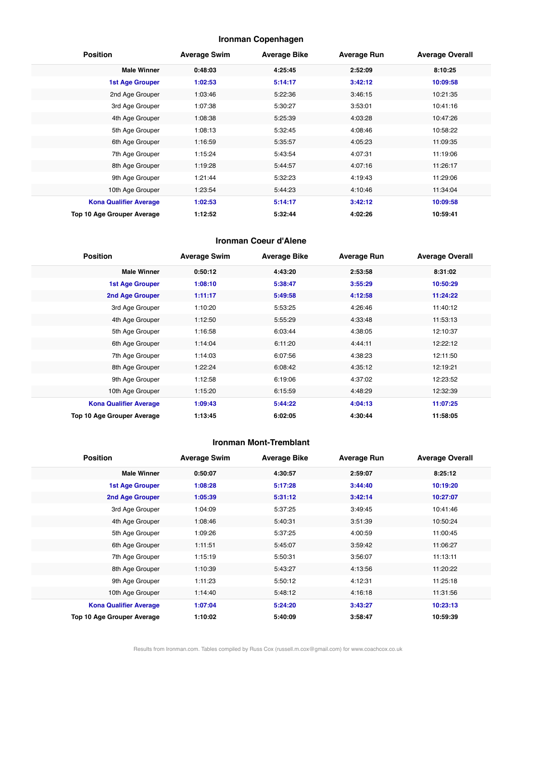## Ironman Copenhagen

| Position | Average Swim | Average Bike | Average Run | Average Overall |
|---|---|---|---|---|
| **Male Winner** | **0:48:03** | **4:25:45** | **2:52:09** | **8:10:25** |
| **1st Age Grouper** | **1:02:53** | **5:14:17** | **3:42:12** | **10:09:58** |
| 2nd Age Grouper | 1:03:46 | 5:22:36 | 3:46:15 | 10:21:35 |
| 3rd Age Grouper | 1:07:38 | 5:30:27 | 3:53:01 | 10:41:16 |
| 4th Age Grouper | 1:08:38 | 5:25:39 | 4:03:28 | 10:47:26 |
| 5th Age Grouper | 1:08:13 | 5:32:45 | 4:08:46 | 10:58:22 |
| 6th Age Grouper | 1:16:59 | 5:35:57 | 4:05:23 | 11:09:35 |
| 7th Age Grouper | 1:15:24 | 5:43:54 | 4:07:31 | 11:19:06 |
| 8th Age Grouper | 1:19:28 | 5:44:57 | 4:07:16 | 11:26:17 |
| 9th Age Grouper | 1:21:44 | 5:32:23 | 4:19:43 | 11:29:06 |
| 10th Age Grouper | 1:23:54 | 5:44:23 | 4:10:46 | 11:34:04 |
| **Kona Qualifier Average** | **1:02:53** | **5:14:17** | **3:42:12** | **10:09:58** |
| **Top 10 Age Grouper Average** | **1:12:52** | **5:32:44** | **4:02:26** | **10:59:41** |

## Ironman Coeur d'Alene

| Position | Average Swim | Average Bike | Average Run | Average Overall |
|---|---|---|---|---|
| **Male Winner** | **0:50:12** | **4:43:20** | **2:53:58** | **8:31:02** |
| **1st Age Grouper** | **1:08:10** | **5:38:47** | **3:55:29** | **10:50:29** |
| **2nd Age Grouper** | **1:11:17** | **5:49:58** | **4:12:58** | **11:24:22** |
| 3rd Age Grouper | 1:10:20 | 5:53:25 | 4:26:46 | 11:40:12 |
| 4th Age Grouper | 1:12:50 | 5:55:29 | 4:33:48 | 11:53:13 |
| 5th Age Grouper | 1:16:58 | 6:03:44 | 4:38:05 | 12:10:37 |
| 6th Age Grouper | 1:14:04 | 6:11:20 | 4:44:11 | 12:22:12 |
| 7th Age Grouper | 1:14:03 | 6:07:56 | 4:38:23 | 12:11:50 |
| 8th Age Grouper | 1:22:24 | 6:08:42 | 4:35:12 | 12:19:21 |
| 9th Age Grouper | 1:12:58 | 6:19:06 | 4:37:02 | 12:23:52 |
| 10th Age Grouper | 1:15:20 | 6:15:59 | 4:48:29 | 12:32:39 |
| **Kona Qualifier Average** | **1:09:43** | **5:44:22** | **4:04:13** | **11:07:25** |
| **Top 10 Age Grouper Average** | **1:13:45** | **6:02:05** | **4:30:44** | **11:58:05** |

## Ironman Mont-Tremblant

| Position | Average Swim | Average Bike | Average Run | Average Overall |
|---|---|---|---|---|
| **Male Winner** | **0:50:07** | **4:30:57** | **2:59:07** | **8:25:12** |
| **1st Age Grouper** | **1:08:28** | **5:17:28** | **3:44:40** | **10:19:20** |
| **2nd Age Grouper** | **1:05:39** | **5:31:12** | **3:42:14** | **10:27:07** |
| 3rd Age Grouper | 1:04:09 | 5:37:25 | 3:49:45 | 10:41:46 |
| 4th Age Grouper | 1:08:46 | 5:40:31 | 3:51:39 | 10:50:24 |
| 5th Age Grouper | 1:09:26 | 5:37:25 | 4:00:59 | 11:00:45 |
| 6th Age Grouper | 1:11:51 | 5:45:07 | 3:59:42 | 11:06:27 |
| 7th Age Grouper | 1:15:19 | 5:50:31 | 3:56:07 | 11:13:11 |
| 8th Age Grouper | 1:10:39 | 5:43:27 | 4:13:56 | 11:20:22 |
| 9th Age Grouper | 1:11:23 | 5:50:12 | 4:12:31 | 11:25:18 |
| 10th Age Grouper | 1:14:40 | 5:48:12 | 4:16:18 | 11:31:56 |
| **Kona Qualifier Average** | **1:07:04** | **5:24:20** | **3:43:27** | **10:23:13** |
| **Top 10 Age Grouper Average** | **1:10:02** | **5:40:09** | **3:58:47** | **10:59:39** |

Results from Ironman.com. Tables compiled by Russ Cox (russell.m.cox@gmail.com) for www.coachcox.co.uk